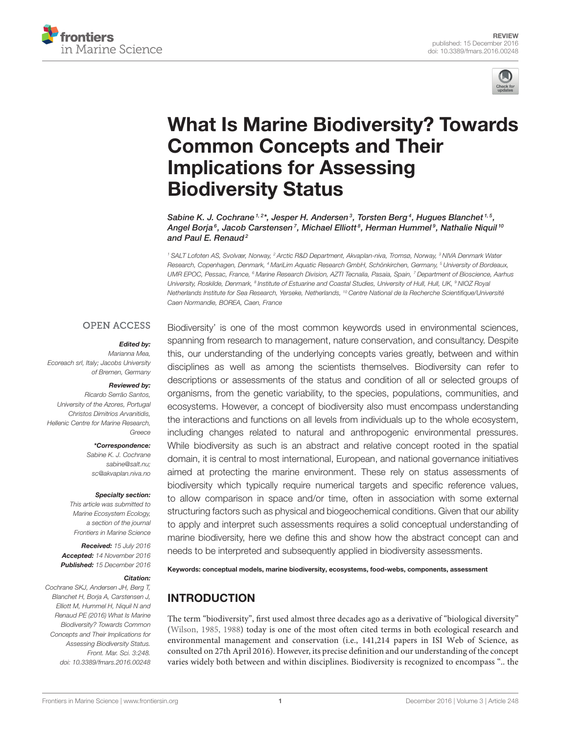REVIEW
published: 15 December 2016
doi: 10.3389/fmars.2016.00248

# What Is Marine Biodiversity? Towards Common Concepts and Their Implications for Assessing Biodiversity Status

*Sabine K. J. Cochrane[1,2]\*, Jesper H. Andersen[3], Torsten Berg[4], Hugues Blanchet[1,5], Angel Borja[6], Jacob Carstensen[7], Michael Elliott[8], Herman Hummel[9], Nathalie Niquil[10] and Paul E. Renaud[2]*

[1] SALT Lofoten AS, Svolvær, Norway, [2] Arctic R&D Department, Akvaplan-niva, Tromsø, Norway, [3] NIVA Denmark Water Research, Copenhagen, Denmark, [4] MariLim Aquatic Research GmbH, Schönkirchen, Germany, [5] University of Bordeaux, UMR EPOC, Pessac, France, [6] Marine Research Division, AZTI Tecnalia, Pasaia, Spain, [7] Department of Bioscience, Aarhus University, Roskilde, Denmark, [8] Institute of Estuarine and Coastal Studies, University of Hull, Hull, UK, [9] NIOZ Royal Netherlands Institute for Sea Research, Yerseke, Netherlands, [10] Centre National de la Recherche Scientifique/Université Caen Normandie, BOREA, Caen, France

OPEN ACCESS

***Edited by:***
*Marianna Mea,
Ecoreach srl, Italy; Jacobs University of Bremen, Germany*

***Reviewed by:***
*Ricardo Serrão Santos,
University of the Azores, Portugal
Christos Dimitrios Arvanitidis,
Hellenic Centre for Marine Research, Greece*

***\*Correspondence:***
*Sabine K. J. Cochrane
sabine@salt.nu;
sc@akvaplan.niva.no*

***Specialty section:***
*This article was submitted to Marine Ecosystem Ecology, a section of the journal Frontiers in Marine Science*

***Received:*** *15 July 2016*
***Accepted:*** *14 November 2016*
***Published:*** *15 December 2016*

***Citation:***
*Cochrane SKJ, Andersen JH, Berg T, Blanchet H, Borja A, Carstensen J, Elliott M, Hummel H, Niquil N and Renaud PE (2016) What Is Marine Biodiversity? Towards Common Concepts and Their Implications for Assessing Biodiversity Status. Front. Mar. Sci. 3:248. doi: 10.3389/fmars.2016.00248*

Biodiversity' is one of the most common keywords used in environmental sciences, spanning from research to management, nature conservation, and consultancy. Despite this, our understanding of the underlying concepts varies greatly, between and within disciplines as well as among the scientists themselves. Biodiversity can refer to descriptions or assessments of the status and condition of all or selected groups of organisms, from the genetic variability, to the species, populations, communities, and ecosystems. However, a concept of biodiversity also must encompass understanding the interactions and functions on all levels from individuals up to the whole ecosystem, including changes related to natural and anthropogenic environmental pressures. While biodiversity as such is an abstract and relative concept rooted in the spatial domain, it is central to most international, European, and national governance initiatives aimed at protecting the marine environment. These rely on status assessments of biodiversity which typically require numerical targets and specific reference values, to allow comparison in space and/or time, often in association with some external structuring factors such as physical and biogeochemical conditions. Given that our ability to apply and interpret such assessments requires a solid conceptual understanding of marine biodiversity, here we define this and show how the abstract concept can and needs to be interpreted and subsequently applied in biodiversity assessments.

**Keywords: conceptual models, marine biodiversity, ecosystems, food-webs, components, assessment**

## INTRODUCTION

The term "biodiversity", first used almost three decades ago as a derivative of "biological diversity" (Wilson, 1985, 1988) today is one of the most often cited terms in both ecological research and environmental management and conservation (i.e., 141,214 papers in ISI Web of Science, as consulted on 27th April 2016). However, its precise definition and our understanding of the concept varies widely both between and within disciplines. Biodiversity is recognized to encompass ".. the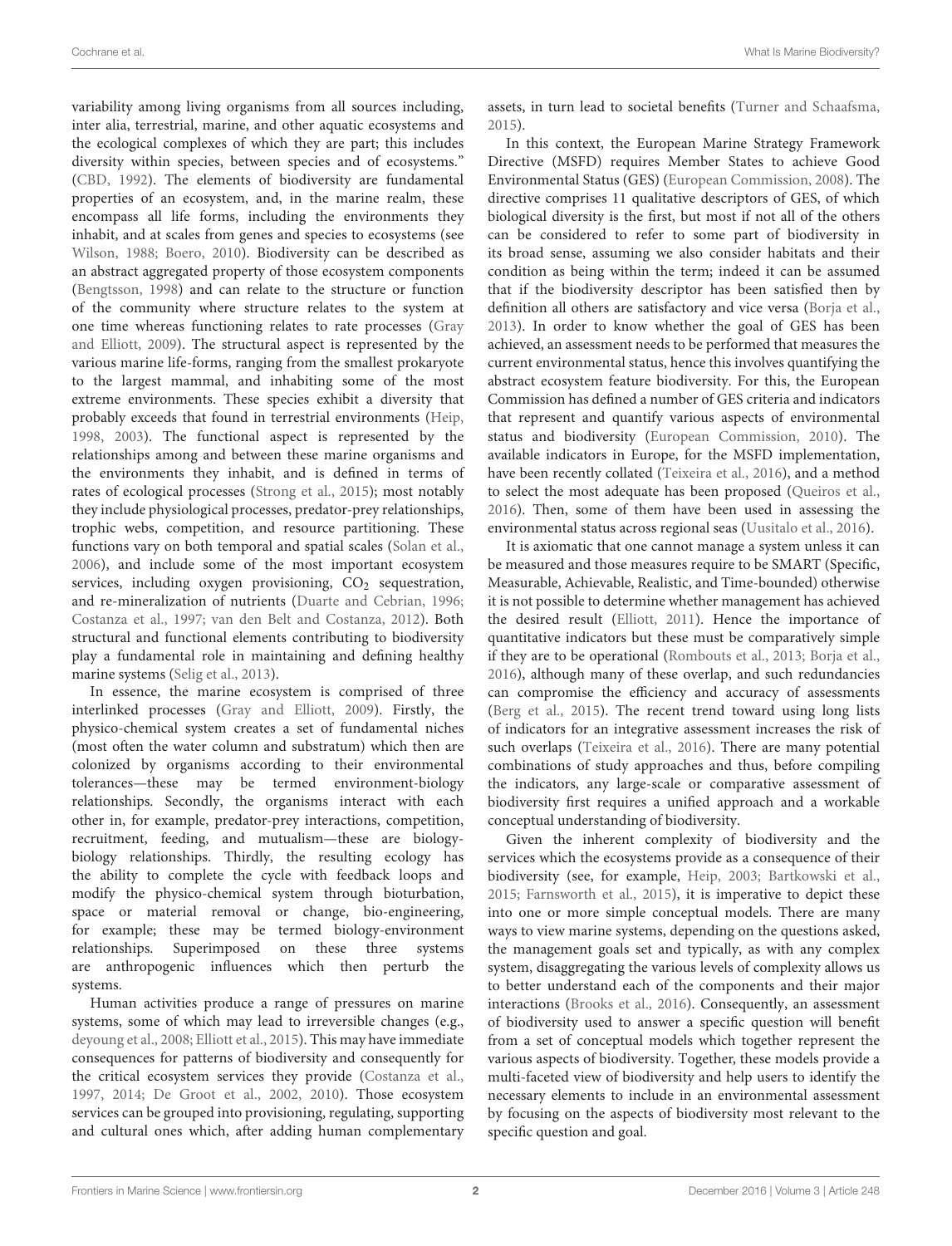variability among living organisms from all sources including, inter alia, terrestrial, marine, and other aquatic ecosystems and the ecological complexes of which they are part; this includes diversity within species, between species and of ecosystems." (CBD, 1992). The elements of biodiversity are fundamental properties of an ecosystem, and, in the marine realm, these encompass all life forms, including the environments they inhabit, and at scales from genes and species to ecosystems (see Wilson, 1988; Boero, 2010). Biodiversity can be described as an abstract aggregated property of those ecosystem components (Bengtsson, 1998) and can relate to the structure or function of the community where structure relates to the system at one time whereas functioning relates to rate processes (Gray and Elliott, 2009). The structural aspect is represented by the various marine life-forms, ranging from the smallest prokaryote to the largest mammal, and inhabiting some of the most extreme environments. These species exhibit a diversity that probably exceeds that found in terrestrial environments (Heip, 1998, 2003). The functional aspect is represented by the relationships among and between these marine organisms and the environments they inhabit, and is defined in terms of rates of ecological processes (Strong et al., 2015); most notably they include physiological processes, predator-prey relationships, trophic webs, competition, and resource partitioning. These functions vary on both temporal and spatial scales (Solan et al., 2006), and include some of the most important ecosystem services, including oxygen provisioning, $CO_2$ sequestration, and re-mineralization of nutrients (Duarte and Cebrian, 1996; Costanza et al., 1997; van den Belt and Costanza, 2012). Both structural and functional elements contributing to biodiversity play a fundamental role in maintaining and defining healthy marine systems (Selig et al., 2013).

In essence, the marine ecosystem is comprised of three interlinked processes (Gray and Elliott, 2009). Firstly, the physico-chemical system creates a set of fundamental niches (most often the water column and substratum) which then are colonized by organisms according to their environmental tolerances—these may be termed environment-biology relationships. Secondly, the organisms interact with each other in, for example, predator-prey interactions, competition, recruitment, feeding, and mutualism—these are biology-biology relationships. Thirdly, the resulting ecology has the ability to complete the cycle with feedback loops and modify the physico-chemical system through bioturbation, space or material removal or change, bio-engineering, for example; these may be termed biology-environment relationships. Superimposed on these three systems are anthropogenic influences which then perturb the systems.

Human activities produce a range of pressures on marine systems, some of which may lead to irreversible changes (e.g., deyoung et al., 2008; Elliott et al., 2015). This may have immediate consequences for patterns of biodiversity and consequently for the critical ecosystem services they provide (Costanza et al., 1997, 2014; De Groot et al., 2002, 2010). Those ecosystem services can be grouped into provisioning, regulating, supporting and cultural ones which, after adding human complementary assets, in turn lead to societal benefits (Turner and Schaafsma, 2015).

In this context, the European Marine Strategy Framework Directive (MSFD) requires Member States to achieve Good Environmental Status (GES) (European Commission, 2008). The directive comprises 11 qualitative descriptors of GES, of which biological diversity is the first, but most if not all of the others can be considered to refer to some part of biodiversity in its broad sense, assuming we also consider habitats and their condition as being within the term; indeed it can be assumed that if the biodiversity descriptor has been satisfied then by definition all others are satisfactory and vice versa (Borja et al., 2013). In order to know whether the goal of GES has been achieved, an assessment needs to be performed that measures the current environmental status, hence this involves quantifying the abstract ecosystem feature biodiversity. For this, the European Commission has defined a number of GES criteria and indicators that represent and quantify various aspects of environmental status and biodiversity (European Commission, 2010). The available indicators in Europe, for the MSFD implementation, have been recently collated (Teixeira et al., 2016), and a method to select the most adequate has been proposed (Queiros et al., 2016). Then, some of them have been used in assessing the environmental status across regional seas (Uusitalo et al., 2016).

It is axiomatic that one cannot manage a system unless it can be measured and those measures require to be SMART (Specific, Measurable, Achievable, Realistic, and Time-bounded) otherwise it is not possible to determine whether management has achieved the desired result (Elliott, 2011). Hence the importance of quantitative indicators but these must be comparatively simple if they are to be operational (Rombouts et al., 2013; Borja et al., 2016), although many of these overlap, and such redundancies can compromise the efficiency and accuracy of assessments (Berg et al., 2015). The recent trend toward using long lists of indicators for an integrative assessment increases the risk of such overlaps (Teixeira et al., 2016). There are many potential combinations of study approaches and thus, before compiling the indicators, any large-scale or comparative assessment of biodiversity first requires a unified approach and a workable conceptual understanding of biodiversity.

Given the inherent complexity of biodiversity and the services which the ecosystems provide as a consequence of their biodiversity (see, for example, Heip, 2003; Bartkowski et al., 2015; Farnsworth et al., 2015), it is imperative to depict these into one or more simple conceptual models. There are many ways to view marine systems, depending on the questions asked, the management goals set and typically, as with any complex system, disaggregating the various levels of complexity allows us to better understand each of the components and their major interactions (Brooks et al., 2016). Consequently, an assessment of biodiversity used to answer a specific question will benefit from a set of conceptual models which together represent the various aspects of biodiversity. Together, these models provide a multi-faceted view of biodiversity and help users to identify the necessary elements to include in an environmental assessment by focusing on the aspects of biodiversity most relevant to the specific question and goal.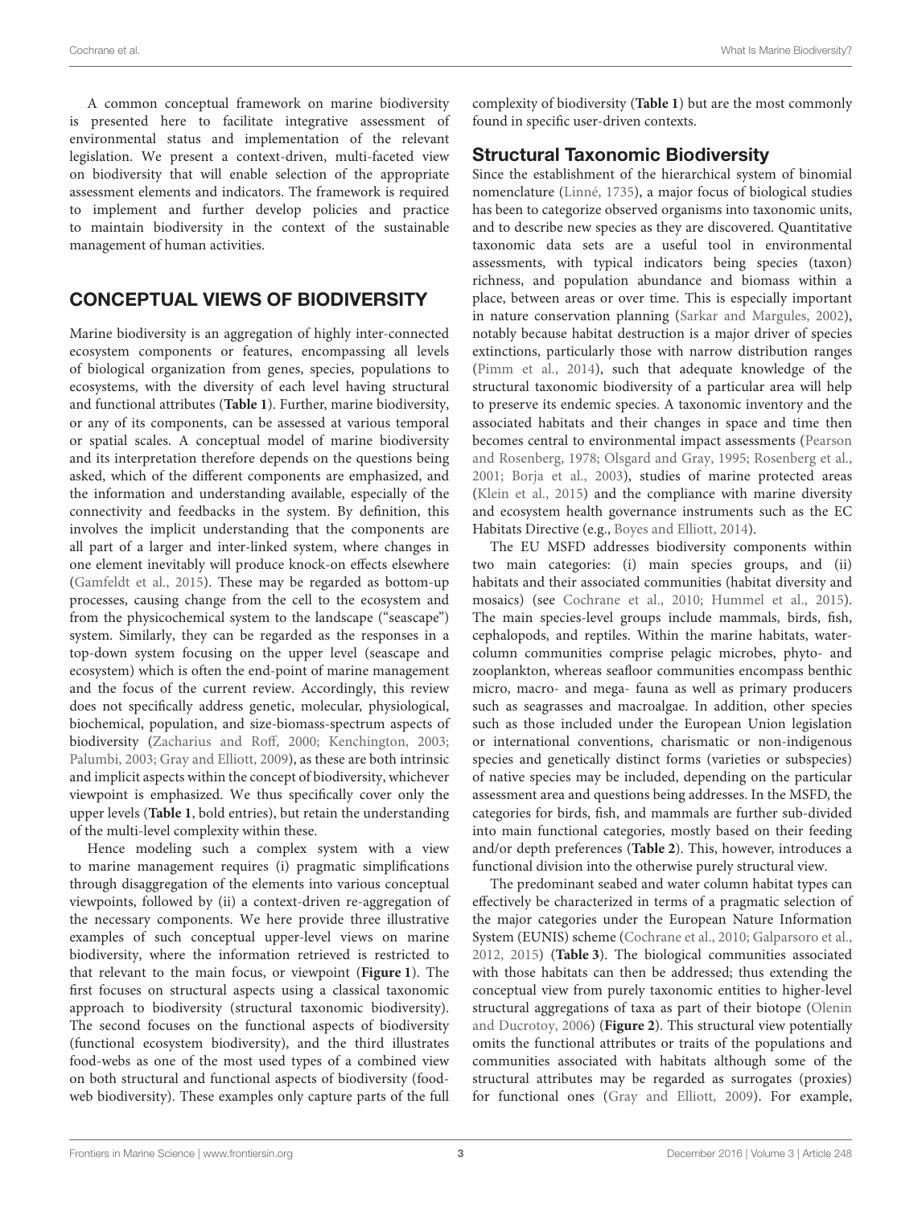A common conceptual framework on marine biodiversity is presented here to facilitate integrative assessment of environmental status and implementation of the relevant legislation. We present a context-driven, multi-faceted view on biodiversity that will enable selection of the appropriate assessment elements and indicators. The framework is required to implement and further develop policies and practice to maintain biodiversity in the context of the sustainable management of human activities.

## CONCEPTUAL VIEWS OF BIODIVERSITY

Marine biodiversity is an aggregation of highly inter-connected ecosystem components or features, encompassing all levels of biological organization from genes, species, populations to ecosystems, with the diversity of each level having structural and functional attributes (**Table 1**). Further, marine biodiversity, or any of its components, can be assessed at various temporal or spatial scales. A conceptual model of marine biodiversity and its interpretation therefore depends on the questions being asked, which of the different components are emphasized, and the information and understanding available, especially of the connectivity and feedbacks in the system. By definition, this involves the implicit understanding that the components are all part of a larger and inter-linked system, where changes in one element inevitably will produce knock-on effects elsewhere (Gamfeldt et al., 2015). These may be regarded as bottom-up processes, causing change from the cell to the ecosystem and from the physicochemical system to the landscape ("seascape") system. Similarly, they can be regarded as the responses in a top-down system focusing on the upper level (seascape and ecosystem) which is often the end-point of marine management and the focus of the current review. Accordingly, this review does not specifically address genetic, molecular, physiological, biochemical, population, and size-biomass-spectrum aspects of biodiversity (Zacharius and Roff, 2000; Kenchington, 2003; Palumbi, 2003; Gray and Elliott, 2009), as these are both intrinsic and implicit aspects within the concept of biodiversity, whichever viewpoint is emphasized. We thus specifically cover only the upper levels (**Table 1**, bold entries), but retain the understanding of the multi-level complexity within these.

Hence modeling such a complex system with a view to marine management requires (i) pragmatic simplifications through disaggregation of the elements into various conceptual viewpoints, followed by (ii) a context-driven re-aggregation of the necessary components. We here provide three illustrative examples of such conceptual upper-level views on marine biodiversity, where the information retrieved is restricted to that relevant to the main focus, or viewpoint (**Figure 1**). The first focuses on structural aspects using a classical taxonomic approach to biodiversity (structural taxonomic biodiversity). The second focuses on the functional aspects of biodiversity (functional ecosystem biodiversity), and the third illustrates food-webs as one of the most used types of a combined view on both structural and functional aspects of biodiversity (food-web biodiversity). These examples only capture parts of the full complexity of biodiversity (**Table 1**) but are the most commonly found in specific user-driven contexts.

### Structural Taxonomic Biodiversity

Since the establishment of the hierarchical system of binomial nomenclature (Linné, 1735), a major focus of biological studies has been to categorize observed organisms into taxonomic units, and to describe new species as they are discovered. Quantitative taxonomic data sets are a useful tool in environmental assessments, with typical indicators being species (taxon) richness, and population abundance and biomass within a place, between areas or over time. This is especially important in nature conservation planning (Sarkar and Margules, 2002), notably because habitat destruction is a major driver of species extinctions, particularly those with narrow distribution ranges (Pimm et al., 2014), such that adequate knowledge of the structural taxonomic biodiversity of a particular area will help to preserve its endemic species. A taxonomic inventory and the associated habitats and their changes in space and time then becomes central to environmental impact assessments (Pearson and Rosenberg, 1978; Olsgard and Gray, 1995; Rosenberg et al., 2001; Borja et al., 2003), studies of marine protected areas (Klein et al., 2015) and the compliance with marine diversity and ecosystem health governance instruments such as the EC Habitats Directive (e.g., Boyes and Elliott, 2014).

The EU MSFD addresses biodiversity components within two main categories: (i) main species groups, and (ii) habitats and their associated communities (habitat diversity and mosaics) (see Cochrane et al., 2010; Hummel et al., 2015). The main species-level groups include mammals, birds, fish, cephalopods, and reptiles. Within the marine habitats, water-column communities comprise pelagic microbes, phyto- and zooplankton, whereas seafloor communities encompass benthic micro, macro- and mega- fauna as well as primary producers such as seagrasses and macroalgae. In addition, other species such as those included under the European Union legislation or international conventions, charismatic or non-indigenous species and genetically distinct forms (varieties or subspecies) of native species may be included, depending on the particular assessment area and questions being addresses. In the MSFD, the categories for birds, fish, and mammals are further sub-divided into main functional categories, mostly based on their feeding and/or depth preferences (**Table 2**). This, however, introduces a functional division into the otherwise purely structural view.

The predominant seabed and water column habitat types can effectively be characterized in terms of a pragmatic selection of the major categories under the European Nature Information System (EUNIS) scheme (Cochrane et al., 2010; Galparsoro et al., 2012, 2015) (**Table 3**). The biological communities associated with those habitats can then be addressed; thus extending the conceptual view from purely taxonomic entities to higher-level structural aggregations of taxa as part of their biotope (Olenin and Ducrotoy, 2006) (**Figure 2**). This structural view potentially omits the functional attributes or traits of the populations and communities associated with habitats although some of the structural attributes may be regarded as surrogates (proxies) for functional ones (Gray and Elliott, 2009). For example,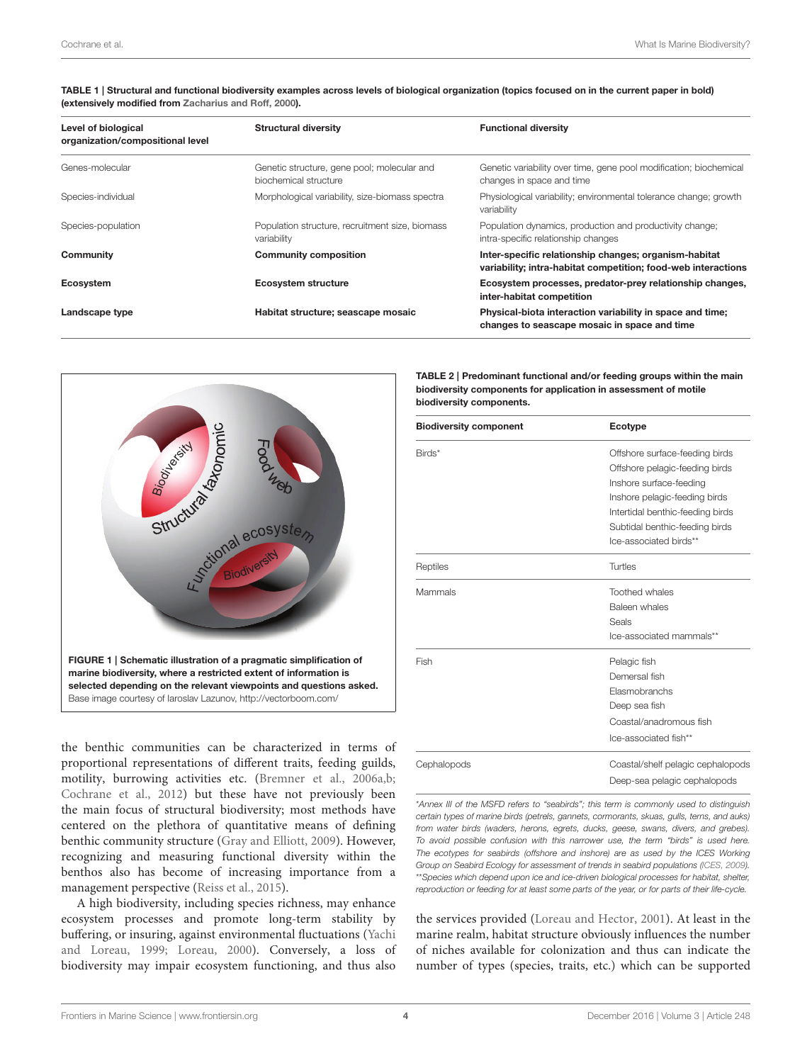**TABLE 1 | Structural and functional biodiversity examples across levels of biological organization (topics focused on in the current paper in bold) (extensively modified from Zacharius and Roff, 2000).**

| Level of biological organization/compositional level | Structural diversity | Functional diversity |
|---|---|---|
| Genes-molecular | Genetic structure, gene pool; molecular and biochemical structure | Genetic variability over time, gene pool modification; biochemical changes in space and time |
| Species-individual | Morphological variability, size-biomass spectra | Physiological variability; environmental tolerance change; growth variability |
| Species-population | Population structure, recruitment size, biomass variability | Population dynamics, production and productivity change; intra-specific relationship changes |
| **Community** | **Community composition** | **Inter-specific relationship changes; organism-habitat variability; intra-habitat competition; food-web interactions** |
| **Ecosystem** | **Ecosystem structure** | **Ecosystem processes, predator-prey relationship changes, inter-habitat competition** |
| **Landscape type** | **Habitat structure; seascape mosaic** | **Physical-biota interaction variability in space and time; changes to seascape mosaic in space and time** |

**FIGURE 1 | Schematic illustration of a pragmatic simplification of marine biodiversity, where a restricted extent of information is selected depending on the relevant viewpoints and questions asked.** Base image courtesy of Iaroslav Lazunov, http://vectorboom.com/

the benthic communities can be characterized in terms of proportional representations of different traits, feeding guilds, motility, burrowing activities etc. (Bremner et al., 2006a,b; Cochrane et al., 2012) but these have not previously been the main focus of structural biodiversity; most methods have centered on the plethora of quantitative means of defining benthic community structure (Gray and Elliott, 2009). However, recognizing and measuring functional diversity within the benthos also has become of increasing importance from a management perspective (Reiss et al., 2015).

A high biodiversity, including species richness, may enhance ecosystem processes and promote long-term stability by buffering, or insuring, against environmental fluctuations (Yachi and Loreau, 1999; Loreau, 2000). Conversely, a loss of biodiversity may impair ecosystem functioning, and thus also the services provided (Loreau and Hector, 2001). At least in the marine realm, habitat structure obviously influences the number of niches available for colonization and thus can indicate the number of types (species, traits, etc.) which can be supported

**TABLE 2 | Predominant functional and/or feeding groups within the main biodiversity components for application in assessment of motile biodiversity components.**

| Biodiversity component | Ecotype |
|---|---|
| Birds* | Offshore surface-feeding birds<br>Offshore pelagic-feeding birds<br>Inshore surface-feeding<br>Inshore pelagic-feeding birds<br>Intertidal benthic-feeding birds<br>Subtidal benthic-feeding birds<br>Ice-associated birds** |
| Reptiles | Turtles |
| Mammals | Toothed whales<br>Baleen whales<br>Seals<br>Ice-associated mammals** |
| Fish | Pelagic fish<br>Demersal fish<br>Elasmobranchs<br>Deep sea fish<br>Coastal/anadromous fish<br>Ice-associated fish** |
| Cephalopods | Coastal/shelf pelagic cephalopods<br>Deep-sea pelagic cephalopods |

*Annex III of the MSFD refers to "seabirds"; this term is commonly used to distinguish certain types of marine birds (petrels, gannets, cormorants, skuas, gulls, terns, and auks) from water birds (waders, herons, egrets, ducks, geese, swans, divers, and grebes). To avoid possible confusion with this narrower use, the term "birds" is used here. The ecotypes for seabirds (offshore and inshore) are as used by the ICES Working Group on Seabird Ecology for assessment of trends in seabird populations (ICES, 2009).*
*\*\*Species which depend upon ice and ice-driven biological processes for habitat, shelter, reproduction or feeding for at least some parts of the year, or for parts of their life-cycle.*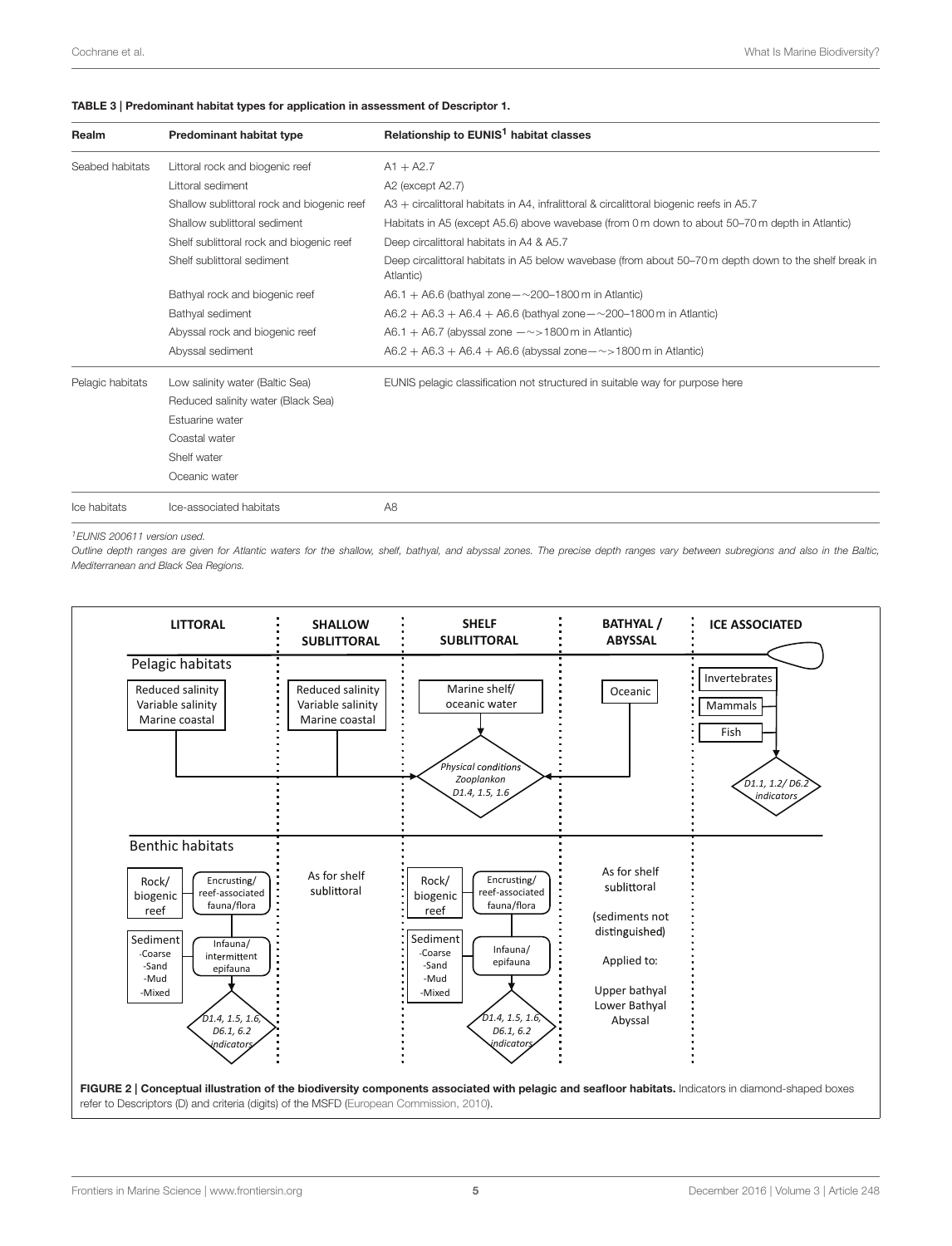**TABLE 3 | Predominant habitat types for application in assessment of Descriptor 1.**

| Realm | Predominant habitat type | Relationship to EUNIS[1] habitat classes |
|---|---|---|
| Seabed habitats | Littoral rock and biogenic reef | A1 + A2.7 |
| | Littoral sediment | A2 (except A2.7) |
| | Shallow sublittoral rock and biogenic reef | A3 + circalittoral habitats in A4, infralittoral & circalittoral biogenic reefs in A5.7 |
| | Shallow sublittoral sediment | Habitats in A5 (except A5.6) above wavebase (from 0 m down to about 50–70 m depth in Atlantic) |
| | Shelf sublittoral rock and biogenic reef | Deep circalittoral habitats in A4 & A5.7 |
| | Shelf sublittoral sediment | Deep circalittoral habitats in A5 below wavebase (from about 50–70 m depth down to the shelf break in Atlantic) |
| | Bathyal rock and biogenic reef | A6.1 + A6.6 (bathyal zone—~200–1800 m in Atlantic) |
| | Bathyal sediment | A6.2 + A6.3 + A6.4 + A6.6 (bathyal zone—~200–1800 m in Atlantic) |
| | Abyssal rock and biogenic reef | A6.1 + A6.7 (abyssal zone —~>1800 m in Atlantic) |
| | Abyssal sediment | A6.2 + A6.3 + A6.4 + A6.6 (abyssal zone—~>1800 m in Atlantic) |
| Pelagic habitats | Low salinity water (Baltic Sea) | EUNIS pelagic classification not structured in suitable way for purpose here |
| | Reduced salinity water (Black Sea) | |
| | Estuarine water | |
| | Coastal water | |
| | Shelf water | |
| | Oceanic water | |
| Ice habitats | Ice-associated habitats | A8 |

[1] *EUNIS 200611 version used.*

*Outline depth ranges are given for Atlantic waters for the shallow, shelf, bathyal, and abyssal zones. The precise depth ranges vary between subregions and also in the Baltic, Mediterranean and Black Sea Regions.*

**FIGURE 2 | Conceptual illustration of the biodiversity components associated with pelagic and seafloor habitats.** Indicators in diamond-shaped boxes refer to Descriptors (D) and criteria (digits) of the MSFD (European Commission, 2010).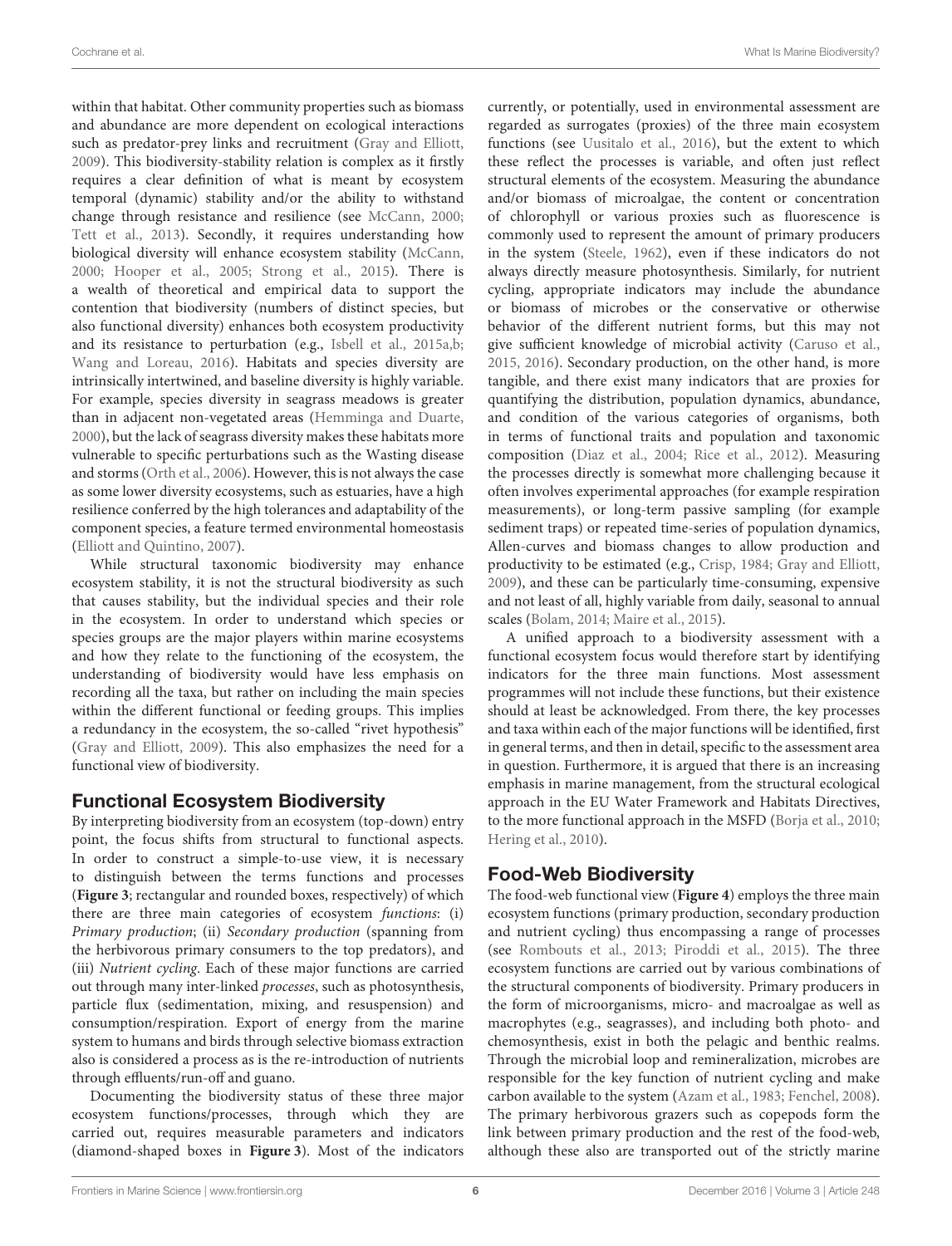within that habitat. Other community properties such as biomass and abundance are more dependent on ecological interactions such as predator-prey links and recruitment (Gray and Elliott, 2009). This biodiversity-stability relation is complex as it firstly requires a clear definition of what is meant by ecosystem temporal (dynamic) stability and/or the ability to withstand change through resistance and resilience (see McCann, 2000; Tett et al., 2013). Secondly, it requires understanding how biological diversity will enhance ecosystem stability (McCann, 2000; Hooper et al., 2005; Strong et al., 2015). There is a wealth of theoretical and empirical data to support the contention that biodiversity (numbers of distinct species, but also functional diversity) enhances both ecosystem productivity and its resistance to perturbation (e.g., Isbell et al., 2015a,b; Wang and Loreau, 2016). Habitats and species diversity are intrinsically intertwined, and baseline diversity is highly variable. For example, species diversity in seagrass meadows is greater than in adjacent non-vegetated areas (Hemminga and Duarte, 2000), but the lack of seagrass diversity makes these habitats more vulnerable to specific perturbations such as the Wasting disease and storms (Orth et al., 2006). However, this is not always the case as some lower diversity ecosystems, such as estuaries, have a high resilience conferred by the high tolerances and adaptability of the component species, a feature termed environmental homeostasis (Elliott and Quintino, 2007).

While structural taxonomic biodiversity may enhance ecosystem stability, it is not the structural biodiversity as such that causes stability, but the individual species and their role in the ecosystem. In order to understand which species or species groups are the major players within marine ecosystems and how they relate to the functioning of the ecosystem, the understanding of biodiversity would have less emphasis on recording all the taxa, but rather on including the main species within the different functional or feeding groups. This implies a redundancy in the ecosystem, the so-called "rivet hypothesis" (Gray and Elliott, 2009). This also emphasizes the need for a functional view of biodiversity.

## Functional Ecosystem Biodiversity

By interpreting biodiversity from an ecosystem (top-down) entry point, the focus shifts from structural to functional aspects. In order to construct a simple-to-use view, it is necessary to distinguish between the terms functions and processes (**Figure 3**; rectangular and rounded boxes, respectively) of which there are three main categories of ecosystem *functions*: (i) *Primary production*; (ii) *Secondary production* (spanning from the herbivorous primary consumers to the top predators), and (iii) *Nutrient cycling*. Each of these major functions are carried out through many inter-linked *processes*, such as photosynthesis, particle flux (sedimentation, mixing, and resuspension) and consumption/respiration. Export of energy from the marine system to humans and birds through selective biomass extraction also is considered a process as is the re-introduction of nutrients through effluents/run-off and guano.

Documenting the biodiversity status of these three major ecosystem functions/processes, through which they are carried out, requires measurable parameters and indicators (diamond-shaped boxes in **Figure 3**). Most of the indicators currently, or potentially, used in environmental assessment are regarded as surrogates (proxies) of the three main ecosystem functions (see Uusitalo et al., 2016), but the extent to which these reflect the processes is variable, and often just reflect structural elements of the ecosystem. Measuring the abundance and/or biomass of microalgae, the content or concentration of chlorophyll or various proxies such as fluorescence is commonly used to represent the amount of primary producers in the system (Steele, 1962), even if these indicators do not always directly measure photosynthesis. Similarly, for nutrient cycling, appropriate indicators may include the abundance or biomass of microbes or the conservative or otherwise behavior of the different nutrient forms, but this may not give sufficient knowledge of microbial activity (Caruso et al., 2015, 2016). Secondary production, on the other hand, is more tangible, and there exist many indicators that are proxies for quantifying the distribution, population dynamics, abundance, and condition of the various categories of organisms, both in terms of functional traits and population and taxonomic composition (Diaz et al., 2004; Rice et al., 2012). Measuring the processes directly is somewhat more challenging because it often involves experimental approaches (for example respiration measurements), or long-term passive sampling (for example sediment traps) or repeated time-series of population dynamics, Allen-curves and biomass changes to allow production and productivity to be estimated (e.g., Crisp, 1984; Gray and Elliott, 2009), and these can be particularly time-consuming, expensive and not least of all, highly variable from daily, seasonal to annual scales (Bolam, 2014; Maire et al., 2015).

A unified approach to a biodiversity assessment with a functional ecosystem focus would therefore start by identifying indicators for the three main functions. Most assessment programmes will not include these functions, but their existence should at least be acknowledged. From there, the key processes and taxa within each of the major functions will be identified, first in general terms, and then in detail, specific to the assessment area in question. Furthermore, it is argued that there is an increasing emphasis in marine management, from the structural ecological approach in the EU Water Framework and Habitats Directives, to the more functional approach in the MSFD (Borja et al., 2010; Hering et al., 2010).

## Food-Web Biodiversity

The food-web functional view (**Figure 4**) employs the three main ecosystem functions (primary production, secondary production and nutrient cycling) thus encompassing a range of processes (see Rombouts et al., 2013; Piroddi et al., 2015). The three ecosystem functions are carried out by various combinations of the structural components of biodiversity. Primary producers in the form of microorganisms, micro- and macroalgae as well as macrophytes (e.g., seagrasses), and including both photo- and chemosynthesis, exist in both the pelagic and benthic realms. Through the microbial loop and remineralization, microbes are responsible for the key function of nutrient cycling and make carbon available to the system (Azam et al., 1983; Fenchel, 2008). The primary herbivorous grazers such as copepods form the link between primary production and the rest of the food-web, although these also are transported out of the strictly marine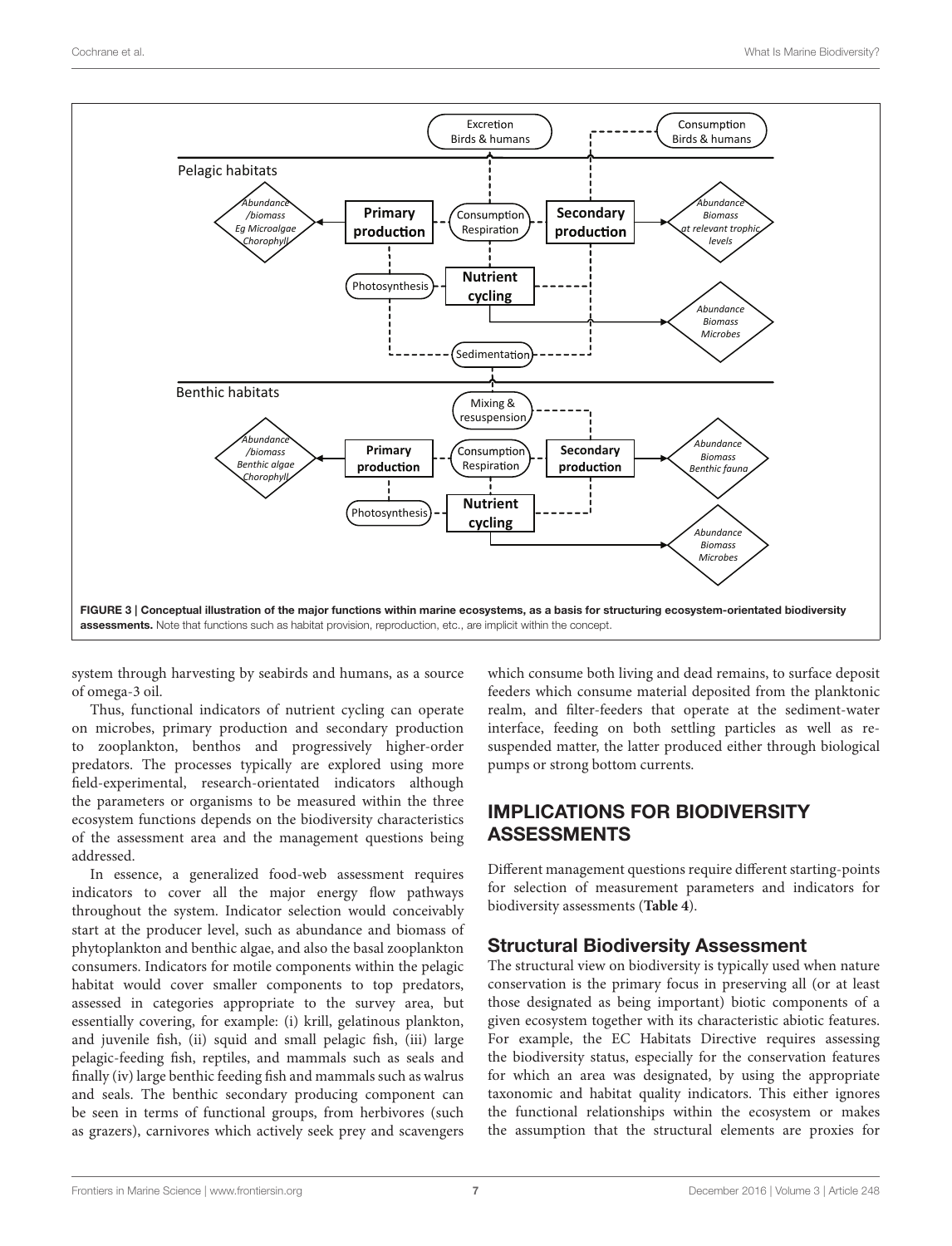**FIGURE 3 | Conceptual illustration of the major functions within marine ecosystems, as a basis for structuring ecosystem-orientated biodiversity assessments.** Note that functions such as habitat provision, reproduction, etc., are implicit within the concept.

system through harvesting by seabirds and humans, as a source of omega-3 oil.

Thus, functional indicators of nutrient cycling can operate on microbes, primary production and secondary production to zooplankton, benthos and progressively higher-order predators. The processes typically are explored using more field-experimental, research-orientated indicators although the parameters or organisms to be measured within the three ecosystem functions depends on the biodiversity characteristics of the assessment area and the management questions being addressed.

In essence, a generalized food-web assessment requires indicators to cover all the major energy flow pathways throughout the system. Indicator selection would conceivably start at the producer level, such as abundance and biomass of phytoplankton and benthic algae, and also the basal zooplankton consumers. Indicators for motile components within the pelagic habitat would cover smaller components to top predators, assessed in categories appropriate to the survey area, but essentially covering, for example: (i) krill, gelatinous plankton, and juvenile fish, (ii) squid and small pelagic fish, (iii) large pelagic-feeding fish, reptiles, and mammals such as seals and finally (iv) large benthic feeding fish and mammals such as walrus and seals. The benthic secondary producing component can be seen in terms of functional groups, from herbivores (such as grazers), carnivores which actively seek prey and scavengers which consume both living and dead remains, to surface deposit feeders which consume material deposited from the planktonic realm, and filter-feeders that operate at the sediment-water interface, feeding on both settling particles as well as re-suspended matter, the latter produced either through biological pumps or strong bottom currents.

## IMPLICATIONS FOR BIODIVERSITY ASSESSMENTS

Different management questions require different starting-points for selection of measurement parameters and indicators for biodiversity assessments (**Table 4**).

### Structural Biodiversity Assessment

The structural view on biodiversity is typically used when nature conservation is the primary focus in preserving all (or at least those designated as being important) biotic components of a given ecosystem together with its characteristic abiotic features. For example, the EC Habitats Directive requires assessing the biodiversity status, especially for the conservation features for which an area was designated, by using the appropriate taxonomic and habitat quality indicators. This either ignores the functional relationships within the ecosystem or makes the assumption that the structural elements are proxies for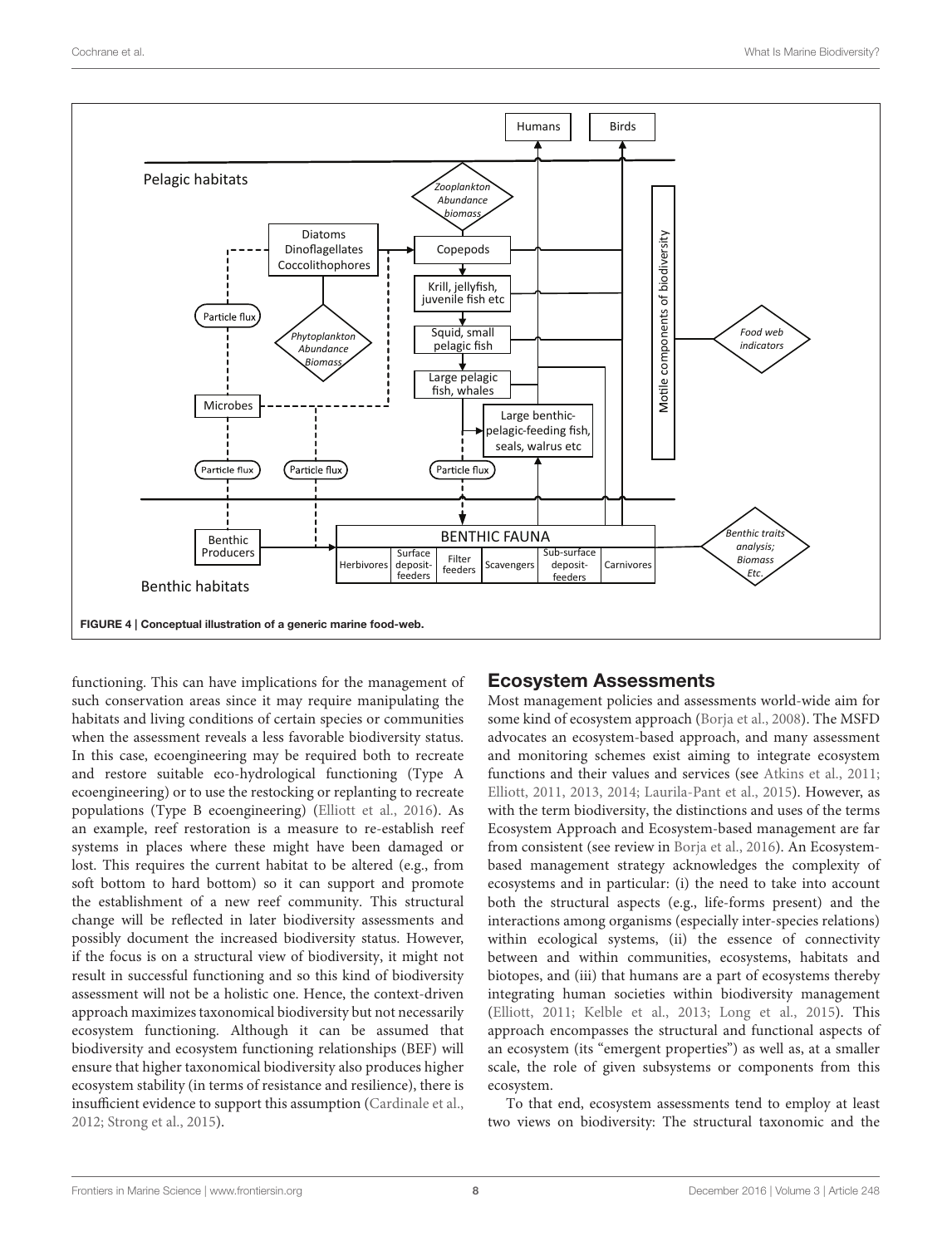FIGURE 4 | Conceptual illustration of a generic marine food-web.

functioning. This can have implications for the management of such conservation areas since it may require manipulating the habitats and living conditions of certain species or communities when the assessment reveals a less favorable biodiversity status. In this case, ecoengineering may be required both to recreate and restore suitable eco-hydrological functioning (Type A ecoengineering) or to use the restocking or replanting to recreate populations (Type B ecoengineering) (Elliott et al., 2016). As an example, reef restoration is a measure to re-establish reef systems in places where these might have been damaged or lost. This requires the current habitat to be altered (e.g., from soft bottom to hard bottom) so it can support and promote the establishment of a new reef community. This structural change will be reflected in later biodiversity assessments and possibly document the increased biodiversity status. However, if the focus is on a structural view of biodiversity, it might not result in successful functioning and so this kind of biodiversity assessment will not be a holistic one. Hence, the context-driven approach maximizes taxonomical biodiversity but not necessarily ecosystem functioning. Although it can be assumed that biodiversity and ecosystem functioning relationships (BEF) will ensure that higher taxonomical biodiversity also produces higher ecosystem stability (in terms of resistance and resilience), there is insufficient evidence to support this assumption (Cardinale et al., 2012; Strong et al., 2015).

## Ecosystem Assessments

Most management policies and assessments world-wide aim for some kind of ecosystem approach (Borja et al., 2008). The MSFD advocates an ecosystem-based approach, and many assessment and monitoring schemes exist aiming to integrate ecosystem functions and their values and services (see Atkins et al., 2011; Elliott, 2011, 2013, 2014; Laurila-Pant et al., 2015). However, as with the term biodiversity, the distinctions and uses of the terms Ecosystem Approach and Ecosystem-based management are far from consistent (see review in Borja et al., 2016). An Ecosystem-based management strategy acknowledges the complexity of ecosystems and in particular: (i) the need to take into account both the structural aspects (e.g., life-forms present) and the interactions among organisms (especially inter-species relations) within ecological systems, (ii) the essence of connectivity between and within communities, ecosystems, habitats and biotopes, and (iii) that humans are a part of ecosystems thereby integrating human societies within biodiversity management (Elliott, 2011; Kelble et al., 2013; Long et al., 2015). This approach encompasses the structural and functional aspects of an ecosystem (its "emergent properties") as well as, at a smaller scale, the role of given subsystems or components from this ecosystem.

To that end, ecosystem assessments tend to employ at least two views on biodiversity: The structural taxonomic and the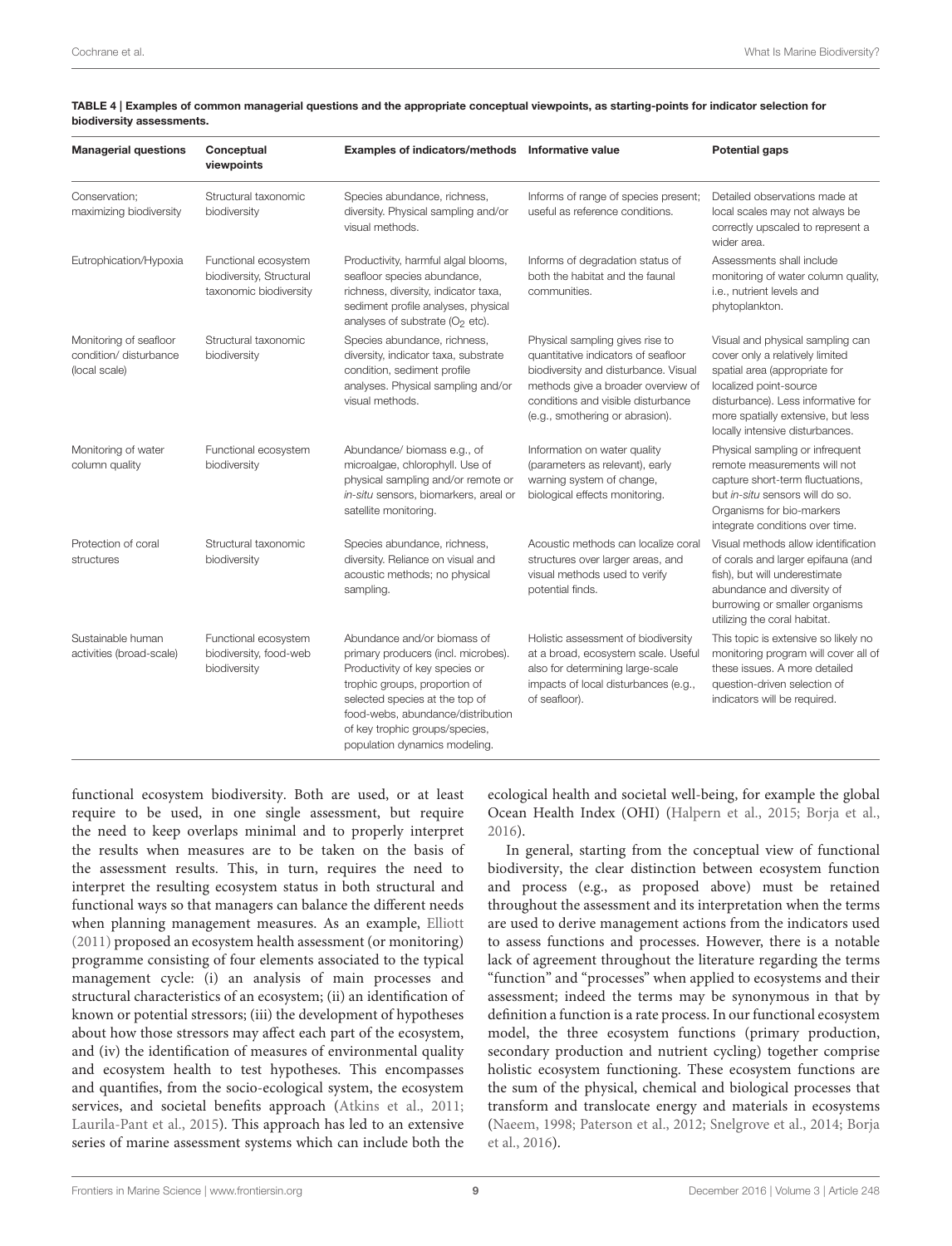**TABLE 4 | Examples of common managerial questions and the appropriate conceptual viewpoints, as starting-points for indicator selection for biodiversity assessments.**

| Managerial questions | Conceptual viewpoints | Examples of indicators/methods | Informative value | Potential gaps |
|---|---|---|---|---|
| Conservation; maximizing biodiversity | Structural taxonomic biodiversity | Species abundance, richness, diversity. Physical sampling and/or visual methods. | Informs of range of species present; useful as reference conditions. | Detailed observations made at local scales may not always be correctly upscaled to represent a wider area. |
| Eutrophication/Hypoxia | Functional ecosystem biodiversity, Structural taxonomic biodiversity | Productivity, harmful algal blooms, seafloor species abundance, richness, diversity, indicator taxa, sediment profile analyses, physical analyses of substrate ($O_2$ etc). | Informs of degradation status of both the habitat and the faunal communities. | Assessments shall include monitoring of water column quality, i.e., nutrient levels and phytoplankton. |
| Monitoring of seafloor condition/ disturbance (local scale) | Structural taxonomic biodiversity | Species abundance, richness, diversity, indicator taxa, substrate condition, sediment profile analyses. Physical sampling and/or visual methods. | Physical sampling gives rise to quantitative indicators of seafloor biodiversity and disturbance. Visual methods give a broader overview of conditions and visible disturbance (e.g., smothering or abrasion). | Visual and physical sampling can cover only a relatively limited spatial area (appropriate for localized point-source disturbance). Less informative for more spatially extensive, but less locally intensive disturbances. |
| Monitoring of water column quality | Functional ecosystem biodiversity | Abundance/ biomass e.g., of microalgae, chlorophyll. Use of physical sampling and/or remote or *in-situ* sensors, biomarkers, areal or satellite monitoring. | Information on water quality (parameters as relevant), early warning system of change, biological effects monitoring. | Physical sampling or infrequent remote measurements will not capture short-term fluctuations, but *in-situ* sensors will do so. Organisms for bio-markers integrate conditions over time. |
| Protection of coral structures | Structural taxonomic biodiversity | Species abundance, richness, diversity. Reliance on visual and acoustic methods; no physical sampling. | Acoustic methods can localize coral structures over larger areas, and visual methods used to verify potential finds. | Visual methods allow identification of corals and larger epifauna (and fish), but will underestimate abundance and diversity of burrowing or smaller organisms utilizing the coral habitat. |
| Sustainable human activities (broad-scale) | Functional ecosystem biodiversity, food-web biodiversity | Abundance and/or biomass of primary producers (incl. microbes). Productivity of key species or trophic groups, proportion of selected species at the top of food-webs, abundance/distribution of key trophic groups/species, population dynamics modeling. | Holistic assessment of biodiversity at a broad, ecosystem scale. Useful also for determining large-scale impacts of local disturbances (e.g., of seafloor). | This topic is extensive so likely no monitoring program will cover all of these issues. A more detailed question-driven selection of indicators will be required. |

functional ecosystem biodiversity. Both are used, or at least require to be used, in one single assessment, but require the need to keep overlaps minimal and to properly interpret the results when measures are to be taken on the basis of the assessment results. This, in turn, requires the need to interpret the resulting ecosystem status in both structural and functional ways so that managers can balance the different needs when planning management measures. As an example, Elliott (2011) proposed an ecosystem health assessment (or monitoring) programme consisting of four elements associated to the typical management cycle: (i) an analysis of main processes and structural characteristics of an ecosystem; (ii) an identification of known or potential stressors; (iii) the development of hypotheses about how those stressors may affect each part of the ecosystem, and (iv) the identification of measures of environmental quality and ecosystem health to test hypotheses. This encompasses and quantifies, from the socio-ecological system, the ecosystem services, and societal benefits approach (Atkins et al., 2011; Laurila-Pant et al., 2015). This approach has led to an extensive series of marine assessment systems which can include both the ecological health and societal well-being, for example the global Ocean Health Index (OHI) (Halpern et al., 2015; Borja et al., 2016).

In general, starting from the conceptual view of functional biodiversity, the clear distinction between ecosystem function and process (e.g., as proposed above) must be retained throughout the assessment and its interpretation when the terms are used to derive management actions from the indicators used to assess functions and processes. However, there is a notable lack of agreement throughout the literature regarding the terms "function" and "processes" when applied to ecosystems and their assessment; indeed the terms may be synonymous in that by definition a function is a rate process. In our functional ecosystem model, the three ecosystem functions (primary production, secondary production and nutrient cycling) together comprise holistic ecosystem functioning. These ecosystem functions are the sum of the physical, chemical and biological processes that transform and translocate energy and materials in ecosystems (Naeem, 1998; Paterson et al., 2012; Snelgrove et al., 2014; Borja et al., 2016).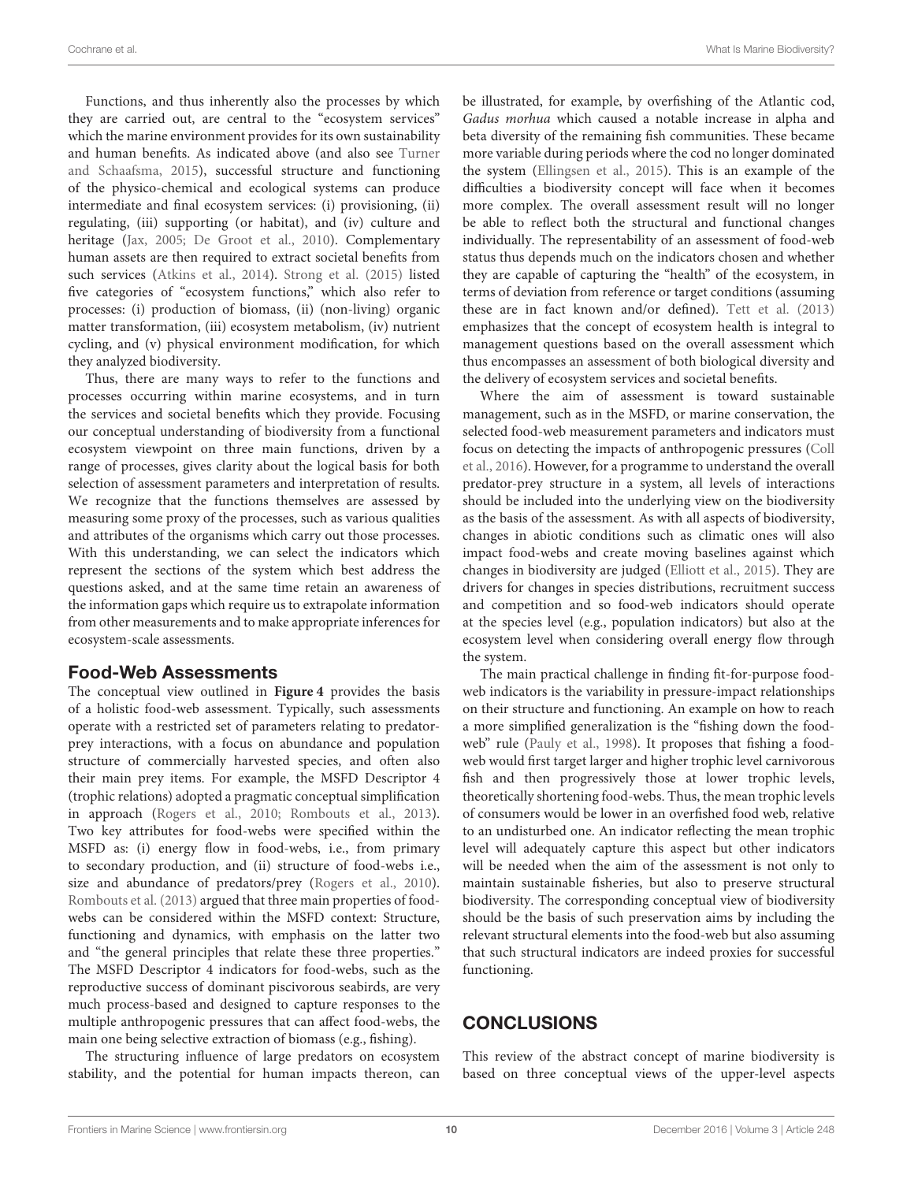Functions, and thus inherently also the processes by which they are carried out, are central to the "ecosystem services" which the marine environment provides for its own sustainability and human benefits. As indicated above (and also see Turner and Schaafsma, 2015), successful structure and functioning of the physico-chemical and ecological systems can produce intermediate and final ecosystem services: (i) provisioning, (ii) regulating, (iii) supporting (or habitat), and (iv) culture and heritage (Jax, 2005; De Groot et al., 2010). Complementary human assets are then required to extract societal benefits from such services (Atkins et al., 2014). Strong et al. (2015) listed five categories of "ecosystem functions," which also refer to processes: (i) production of biomass, (ii) (non-living) organic matter transformation, (iii) ecosystem metabolism, (iv) nutrient cycling, and (v) physical environment modification, for which they analyzed biodiversity.

Thus, there are many ways to refer to the functions and processes occurring within marine ecosystems, and in turn the services and societal benefits which they provide. Focusing our conceptual understanding of biodiversity from a functional ecosystem viewpoint on three main functions, driven by a range of processes, gives clarity about the logical basis for both selection of assessment parameters and interpretation of results. We recognize that the functions themselves are assessed by measuring some proxy of the processes, such as various qualities and attributes of the organisms which carry out those processes. With this understanding, we can select the indicators which represent the sections of the system which best address the questions asked, and at the same time retain an awareness of the information gaps which require us to extrapolate information from other measurements and to make appropriate inferences for ecosystem-scale assessments.

## Food-Web Assessments

The conceptual view outlined in **Figure 4** provides the basis of a holistic food-web assessment. Typically, such assessments operate with a restricted set of parameters relating to predator-prey interactions, with a focus on abundance and population structure of commercially harvested species, and often also their main prey items. For example, the MSFD Descriptor 4 (trophic relations) adopted a pragmatic conceptual simplification in approach (Rogers et al., 2010; Rombouts et al., 2013). Two key attributes for food-webs were specified within the MSFD as: (i) energy flow in food-webs, i.e., from primary to secondary production, and (ii) structure of food-webs i.e., size and abundance of predators/prey (Rogers et al., 2010). Rombouts et al. (2013) argued that three main properties of food-webs can be considered within the MSFD context: Structure, functioning and dynamics, with emphasis on the latter two and "the general principles that relate these three properties." The MSFD Descriptor 4 indicators for food-webs, such as the reproductive success of dominant piscivorous seabirds, are very much process-based and designed to capture responses to the multiple anthropogenic pressures that can affect food-webs, the main one being selective extraction of biomass (e.g., fishing).

The structuring influence of large predators on ecosystem stability, and the potential for human impacts thereon, can be illustrated, for example, by overfishing of the Atlantic cod, *Gadus morhua* which caused a notable increase in alpha and beta diversity of the remaining fish communities. These became more variable during periods where the cod no longer dominated the system (Ellingsen et al., 2015). This is an example of the difficulties a biodiversity concept will face when it becomes more complex. The overall assessment result will no longer be able to reflect both the structural and functional changes individually. The representability of an assessment of food-web status thus depends much on the indicators chosen and whether they are capable of capturing the "health" of the ecosystem, in terms of deviation from reference or target conditions (assuming these are in fact known and/or defined). Tett et al. (2013) emphasizes that the concept of ecosystem health is integral to management questions based on the overall assessment which thus encompasses an assessment of both biological diversity and the delivery of ecosystem services and societal benefits.

Where the aim of assessment is toward sustainable management, such as in the MSFD, or marine conservation, the selected food-web measurement parameters and indicators must focus on detecting the impacts of anthropogenic pressures (Coll et al., 2016). However, for a programme to understand the overall predator-prey structure in a system, all levels of interactions should be included into the underlying view on the biodiversity as the basis of the assessment. As with all aspects of biodiversity, changes in abiotic conditions such as climatic ones will also impact food-webs and create moving baselines against which changes in biodiversity are judged (Elliott et al., 2015). They are drivers for changes in species distributions, recruitment success and competition and so food-web indicators should operate at the species level (e.g., population indicators) but also at the ecosystem level when considering overall energy flow through the system.

The main practical challenge in finding fit-for-purpose food-web indicators is the variability in pressure-impact relationships on their structure and functioning. An example on how to reach a more simplified generalization is the "fishing down the food-web" rule (Pauly et al., 1998). It proposes that fishing a food-web would first target larger and higher trophic level carnivorous fish and then progressively those at lower trophic levels, theoretically shortening food-webs. Thus, the mean trophic levels of consumers would be lower in an overfished food web, relative to an undisturbed one. An indicator reflecting the mean trophic level will adequately capture this aspect but other indicators will be needed when the aim of the assessment is not only to maintain sustainable fisheries, but also to preserve structural biodiversity. The corresponding conceptual view of biodiversity should be the basis of such preservation aims by including the relevant structural elements into the food-web but also assuming that such structural indicators are indeed proxies for successful functioning.

# CONCLUSIONS

This review of the abstract concept of marine biodiversity is based on three conceptual views of the upper-level aspects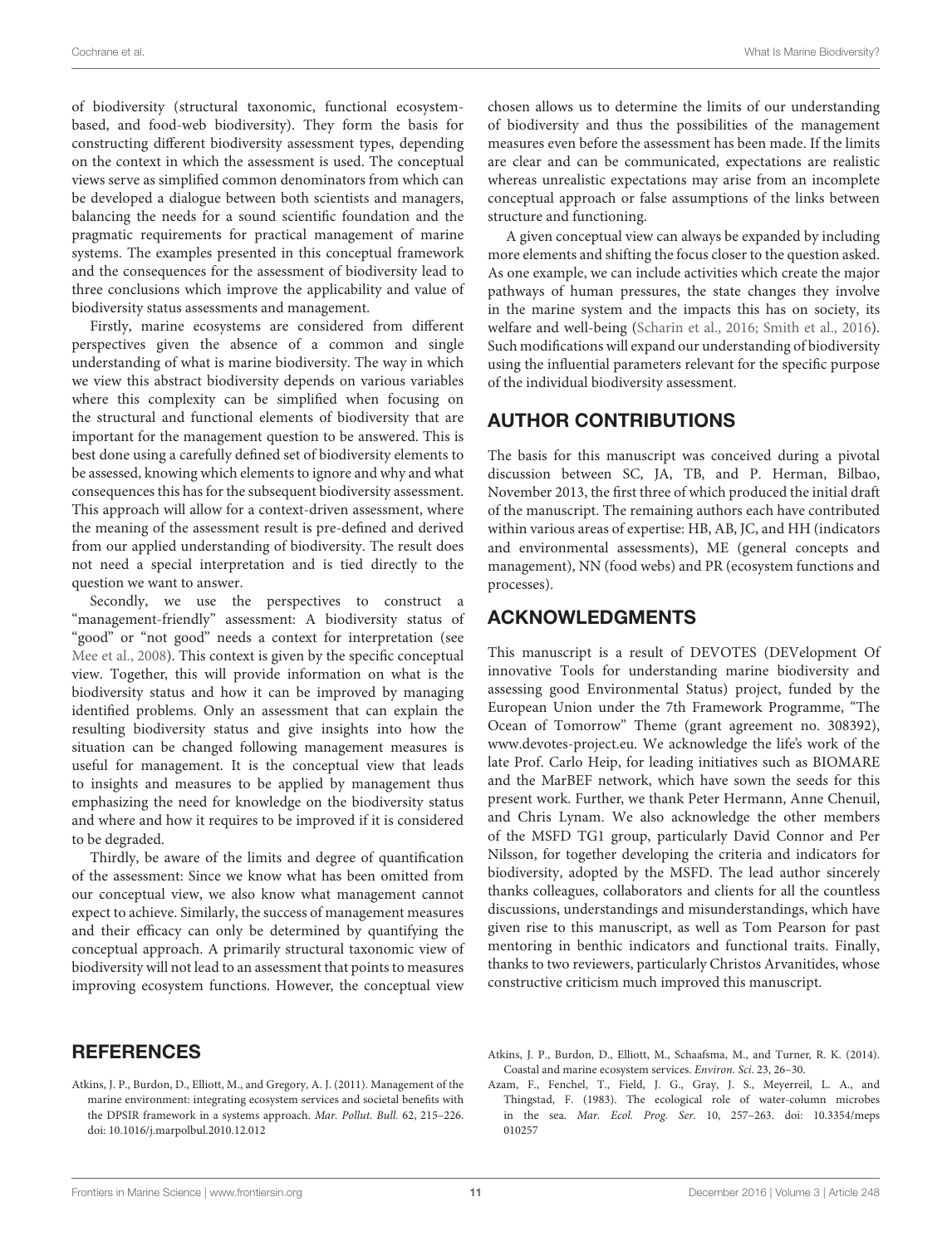of biodiversity (structural taxonomic, functional ecosystem-based, and food-web biodiversity). They form the basis for constructing different biodiversity assessment types, depending on the context in which the assessment is used. The conceptual views serve as simplified common denominators from which can be developed a dialogue between both scientists and managers, balancing the needs for a sound scientific foundation and the pragmatic requirements for practical management of marine systems. The examples presented in this conceptual framework and the consequences for the assessment of biodiversity lead to three conclusions which improve the applicability and value of biodiversity status assessments and management.

Firstly, marine ecosystems are considered from different perspectives given the absence of a common and single understanding of what is marine biodiversity. The way in which we view this abstract biodiversity depends on various variables where this complexity can be simplified when focusing on the structural and functional elements of biodiversity that are important for the management question to be answered. This is best done using a carefully defined set of biodiversity elements to be assessed, knowing which elements to ignore and why and what consequences this has for the subsequent biodiversity assessment. This approach will allow for a context-driven assessment, where the meaning of the assessment result is pre-defined and derived from our applied understanding of biodiversity. The result does not need a special interpretation and is tied directly to the question we want to answer.

Secondly, we use the perspectives to construct a "management-friendly" assessment: A biodiversity status of "good" or "not good" needs a context for interpretation (see Mee et al., 2008). This context is given by the specific conceptual view. Together, this will provide information on what is the biodiversity status and how it can be improved by managing identified problems. Only an assessment that can explain the resulting biodiversity status and give insights into how the situation can be changed following management measures is useful for management. It is the conceptual view that leads to insights and measures to be applied by management thus emphasizing the need for knowledge on the biodiversity status and where and how it requires to be improved if it is considered to be degraded.

Thirdly, be aware of the limits and degree of quantification of the assessment: Since we know what has been omitted from our conceptual view, we also know what management cannot expect to achieve. Similarly, the success of management measures and their efficacy can only be determined by quantifying the conceptual approach. A primarily structural taxonomic view of biodiversity will not lead to an assessment that points to measures improving ecosystem functions. However, the conceptual view chosen allows us to determine the limits of our understanding of biodiversity and thus the possibilities of the management measures even before the assessment has been made. If the limits are clear and can be communicated, expectations are realistic whereas unrealistic expectations may arise from an incomplete conceptual approach or false assumptions of the links between structure and functioning.

A given conceptual view can always be expanded by including more elements and shifting the focus closer to the question asked. As one example, we can include activities which create the major pathways of human pressures, the state changes they involve in the marine system and the impacts this has on society, its welfare and well-being (Scharin et al., 2016; Smith et al., 2016). Such modifications will expand our understanding of biodiversity using the influential parameters relevant for the specific purpose of the individual biodiversity assessment.

## AUTHOR CONTRIBUTIONS

The basis for this manuscript was conceived during a pivotal discussion between SC, JA, TB, and P. Herman, Bilbao, November 2013, the first three of which produced the initial draft of the manuscript. The remaining authors each have contributed within various areas of expertise: HB, AB, JC, and HH (indicators and environmental assessments), ME (general concepts and management), NN (food webs) and PR (ecosystem functions and processes).

## ACKNOWLEDGMENTS

This manuscript is a result of DEVOTES (DEVelopment Of innovative Tools for understanding marine biodiversity and assessing good Environmental Status) project, funded by the European Union under the 7th Framework Programme, "The Ocean of Tomorrow" Theme (grant agreement no. 308392), www.devotes-project.eu. We acknowledge the life's work of the late Prof. Carlo Heip, for leading initiatives such as BIOMARE and the MarBEF network, which have sown the seeds for this present work. Further, we thank Peter Hermann, Anne Chenuil, and Chris Lynam. We also acknowledge the other members of the MSFD TG1 group, particularly David Connor and Per Nilsson, for together developing the criteria and indicators for biodiversity, adopted by the MSFD. The lead author sincerely thanks colleagues, collaborators and clients for all the countless discussions, understandings and misunderstandings, which have given rise to this manuscript, as well as Tom Pearson for past mentoring in benthic indicators and functional traits. Finally, thanks to two reviewers, particularly Christos Arvanitides, whose constructive criticism much improved this manuscript.

## REFERENCES

Atkins, J. P., Burdon, D., Elliott, M., and Gregory, A. J. (2011). Management of the marine environment: integrating ecosystem services and societal benefits with the DPSIR framework in a systems approach. *Mar. Pollut. Bull.* 62, 215–226. doi: 10.1016/j.marpolbul.2010.12.012

Atkins, J. P., Burdon, D., Elliott, M., Schaafsma, M., and Turner, R. K. (2014). Coastal and marine ecosystem services. *Environ. Sci.* 23, 26–30.

Azam, F., Fenchel, T., Field, J. G., Gray, J. S., Meyerreil, L. A., and Thingstad, F. (1983). The ecological role of water-column microbes in the sea. *Mar. Ecol. Prog. Ser.* 10, 257–263. doi: 10.3354/meps010257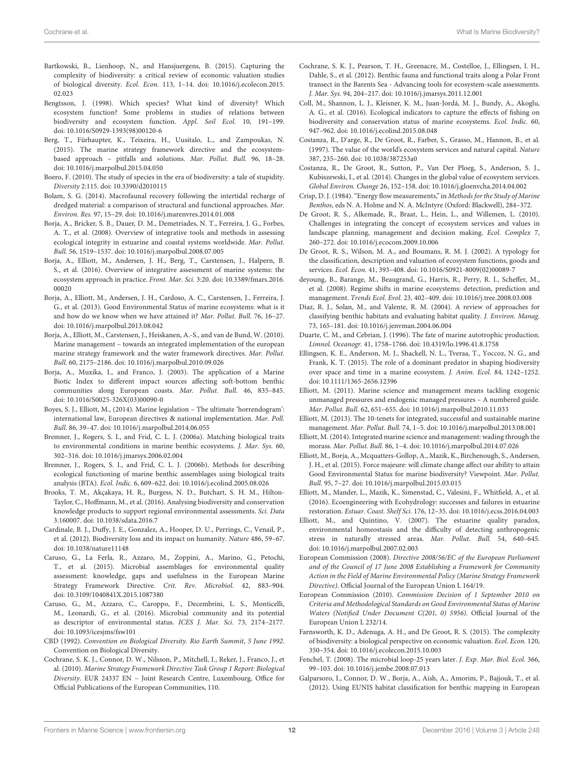Bartkowski, B., Lienhoop, N., and Hansjuergens, B. (2015). Capturing the complexity of biodiversity: a critical review of economic valuation studies of biological diversity. *Ecol. Econ.* 113, 1–14. doi: 10.1016/j.ecolecon.2015.02.023

Bengtsson, J. (1998). Which species? What kind of diversity? Which ecosystem function? Some problems in studies of relations between biodiversity and ecosystem function. *Appl. Soil Ecol.* 10, 191–199. doi: 10.1016/S0929-1393(98)00120-6

Berg, T., Fürhaupter, K., Teixeira, H., Uusitalo, L., and Zampoukas, N. (2015). The marine strategy framework directive and the ecosystem-based approach – pitfalls and solutions. *Mar. Pollut. Bull.* 96, 18–28. doi: 10.1016/j.marpolbul.2015.04.050

Boero, F. (2010). The study of species in the era of biodiversity: a tale of stupidity. *Diversity* 2:115. doi: 10.3390/d2010115

Bolam, S. G. (2014). Macrofaunal recovery following the intertidal recharge of dredged material: a comparison of structural and functional approaches. *Mar. Environ. Res.* 97, 15–29. doi: 10.1016/j.marenvres.2014.01.008

Borja, A., Bricker, S. B., Dauer, D. M., Demetriades, N. T., Ferreira, J. G., Forbes, A. T., et al. (2008). Overview of integrative tools and methods in assessing ecological integrity in estuarine and coastal systems worldwide. *Mar. Pollut. Bull.* 56, 1519–1537. doi: 10.1016/j.marpolbul.2008.07.005

Borja, A., Elliott, M., Andersen, J. H., Berg, T., Carstensen, J., Halpern, B. S., et al. (2016). Overview of integrative assessment of marine systems: the ecosystem approach in practice. *Front. Mar. Sci.* 3:20. doi: 10.3389/fmars.2016.00020

Borja, A., Elliott, M., Andersen, J. H., Cardoso, A. C., Carstensen, J., Ferreira, J. G., et al. (2013). Good Environmental Status of marine ecosystems: what is it and how do we know when we have attained it? *Mar. Pollut. Bull.* 76, 16–27. doi: 10.1016/j.marpolbul.2013.08.042

Borja, A., Elliott, M., Carstensen, J., Heiskanen, A.-S., and van de Bund, W. (2010). Marine management – towards an integrated implementation of the european marine strategy framework and the water framework directives. *Mar. Pollut. Bull.* 60, 2175–2186. doi: 10.1016/j.marpolbul.2010.09.026

Borja, A., Muxika, I., and Franco, J. (2003). The application of a Marine Biotic Index to different impact sources affecting soft-bottom benthic communities along European coasts. *Mar. Pollut. Bull.* 46, 835–845. doi: 10.1016/S0025-326X(03)00090-0

Boyes, S. J., Elliott, M., (2014). Marine legislation – The ultimate 'horrendogram': international law, European directives & national implementation. *Mar. Poll. Bull.* 86, 39–47. doi: 10.1016/j.marpolbul.2014.06.055

Bremner, J., Rogers, S. I., and Frid, C. L. J. (2006a). Matching biological traits to environmental conditions in marine benthic ecosystems. *J. Mar. Sys.* 60, 302–316. doi: 10.1016/j.jmarsys.2006.02.004

Bremner, J., Rogers, S. I., and Frid, C. L. J. (2006b). Methods for describing ecological functioning of marine benthic assemblages using biological traits analysis (BTA). *Ecol. Indic.* 6, 609–622. doi: 10.1016/j.ecolind.2005.08.026

Brooks, T. M., Akçakaya, H. R., Burgess, N. D., Butchart, S. H. M., Hilton-Taylor, C., Hoffmann, M., et al. (2016). Analysing biodiversity and conservation knowledge products to support regional environmental assessments. *Sci. Data* 3:160007. doi: 10.1038/sdata.2016.7

Cardinale, B. J., Duffy, J. E., Gonzalez, A., Hooper, D. U., Perrings, C., Venail, P., et al. (2012). Biodiversity loss and its impact on humanity. *Nature* 486, 59–67. doi: 10.1038/nature11148

Caruso, G., La Ferla, R., Azzaro, M., Zoppini, A., Marino, G., Petochi, T., et al. (2015). Microbial assemblages for environmental quality assessment: knowledge, gaps and usefulness in the European Marine Strategy Framework Directive. *Crit. Rev. Microbiol.* 42, 883–904. doi: 10.3109/1040841X.2015.1087380

Caruso, G., M., Azzaro, C., Caroppo, F., Decembrini, L. S., Monticelli, M., Leonardi, G., et al. (2016). Microbial community and its potential as descriptor of environmental status. *ICES J. Mar. Sci.* 73, 2174–2177. doi: 10.1093/icesjms/fsw101

CBD (1992). *Convention on Biological Diversity. Rio Earth Summit, 5 June 1992.* Convention on Biological Diversity.

Cochrane, S. K. J., Connor, D. W., Nilsson, P., Mitchell, I., Reker, J., Franco, J., et al. (2010). *Marine Strategy Framework Directive Task Group 1 Report: Biological Diversity.* EUR 24337 EN – Joint Research Centre, Luxembourg, Office for Official Publications of the European Communities, 110.

Cochrane, S. K. J., Pearson, T. H., Greenacre, M., Costelloe, J., Ellingsen, I. H., Dahle, S., et al. (2012). Benthic fauna and functional traits along a Polar Front transect in the Barents Sea - Advancing tools for ecosystem-scale assessments. *J. Mar. Sys.* 94, 204–217. doi: 10.1016/j.jmarsys.2011.12.001

Coll, M., Shannon, L. J., Kleisner, K. M., Juan-Jordá, M. J., Bundy, A., Akoglu, A. G., et al. (2016). Ecological indicators to capture the effects of fishing on biodiversity and conservation status of marine ecosystems. *Ecol. Indic.* 60, 947–962. doi: 10.1016/j.ecolind.2015.08.048

Costanza, R., D'arge, R., De Groot, R., Farber, S., Grasso, M., Hannon, B., et al. (1997). The value of the world's ecosystem services and natural capital. *Nature* 387, 235–260. doi: 10.1038/387253a0

Costanza, R., De Groot, R., Sutton, P., Van Der Ploeg, S., Anderson, S. J., Kubiszewski, I., et al. (2014). Changes in the global value of ecosystem services. *Global Environ. Change* 26, 152–158. doi: 10.1016/j.gloenvcha.2014.04.002

Crisp, D. J. (1984). "Energy flow measurements," in *Methods for the Study of Marine Benthos*, eds N. A. Holme and N. A. McIntyre (Oxford: Blackwell), 284–372.

De Groot, R. S., Alkemade, R., Braat, L., Hein, L., and Willemen, L. (2010). Challenges in integrating the concept of ecosystem services and values in landscape planning, management and decision making. *Ecol. Complex* 7, 260–272. doi: 10.1016/j.ecocom.2009.10.006

De Groot, R. S., Wilson, M. A., and Boumans, R. M. J. (2002). A typology for the classification, description and valuation of ecosystem functions, goods and services. *Ecol. Econ.* 41, 393–408. doi: 10.1016/S0921-8009(02)00089-7

deyoung, B., Barange, M., Beaugrand, G., Harris, R., Perry, R. I., Scheffer, M., et al. (2008). Regime shifts in marine ecosystems: detection, prediction and management. *Trends Ecol. Evol.* 23, 402–409. doi: 10.1016/j.tree.2008.03.008

Diaz, R. J., Solan, M., and Valente, R. M. (2004). A review of approaches for classifying benthic habitats and evaluating habitat quality. *J. Environ. Manag.* 73, 165–181. doi: 10.1016/j.jenvman.2004.06.004

Duarte, C. M., and Cebrian, J. (1996). The fate of marine autotrophic production. *Limnol. Oceanogr.* 41, 1758–1766. doi: 10.4319/lo.1996.41.8.1758

Ellingsen, K. E., Anderson, M. J., Shackell, N. L., Tveraa, T., Yoccoz, N. G., and Frank, K. T. (2015). The role of a dominant predator in shaping biodiversity over space and time in a marine ecosystem. *J. Anim. Ecol.* 84, 1242–1252. doi: 10.1111/1365-2656.12396

Elliott, M. (2011). Marine science and management means tackling exogenic unmanaged pressures and endogenic managed pressures – A numbered guide. *Mar. Pollut. Bull.* 62, 651–655. doi: 10.1016/j.marpolbul.2010.11.033

Elliott, M. (2013). The 10-tenets for integrated, successful and sustainable marine management. *Mar. Pollut. Bull.* 74, 1–5. doi: 10.1016/j.marpolbul.2013.08.001

Elliott, M. (2014). Integrated marine science and management: wading through the morass. *Mar. Pollut. Bull.* 86, 1–4. doi: 10.1016/j.marpolbul.2014.07.026

Elliott, M., Borja, A., Mcquatters-Gollop, A., Mazik, K., Birchenough, S., Andersen, J. H., et al. (2015). Force majeure: will climate change affect our ability to attain Good Environmental Status for marine biodiversity? Viewpoint. *Mar. Pollut. Bull.* 95, 7–27. doi: 10.1016/j.marpolbul.2015.03.015

Elliott, M., Mander, L., Mazik, K., Simenstad, C., Valesini, F., Whitfield, A., et al. (2016). Ecoengineering with Ecohydrology: successes and failures in estuarine restoration. *Estuar. Coast. Shelf Sci.* 176, 12–35. doi: 10.1016/j.ecss.2016.04.003

Elliott, M., and Quintino, V. (2007). The estuarine quality paradox, environmental homeostasis and the difficulty of detecting anthropogenic stress in naturally stressed areas. *Mar. Pollut. Bull.* 54, 640–645. doi: 10.1016/j.marpolbul.2007.02.003

European Commission (2008). *Directive 2008/56/EC of the European Parliament and of the Council of 17 June 2008 Establishing a Framework for Community Action in the Field of Marine Environmental Policy (Marine Strategy Framework Directive)*. Official Journal of the European Union L 164/19.

European Commission (2010). *Commission Decision of 1 September 2010 on Criteria and Methodological Standards on Good Environmental Status of Marine Waters (Notified Under Document C(201, 0) 5956).* Official Journal of the European Union L 232/14.

Farnsworth, K. D., Adenuga, A. H., and De Groot, R. S. (2015). The complexity of biodiversity: a biological perspective on economic valuation. *Ecol. Econ.* 120, 350–354. doi: 10.1016/j.ecolecon.2015.10.003

Fenchel, T. (2008). The microbial loop-25 years later. *J. Exp. Mar. Biol. Ecol.* 366, 99–103. doi: 10.1016/j.jembe.2008.07.013

Galparsoro, I., Connor, D. W., Borja, A., Aish, A., Amorim, P., Bajjouk, T., et al. (2012). Using EUNIS habitat classification for benthic mapping in European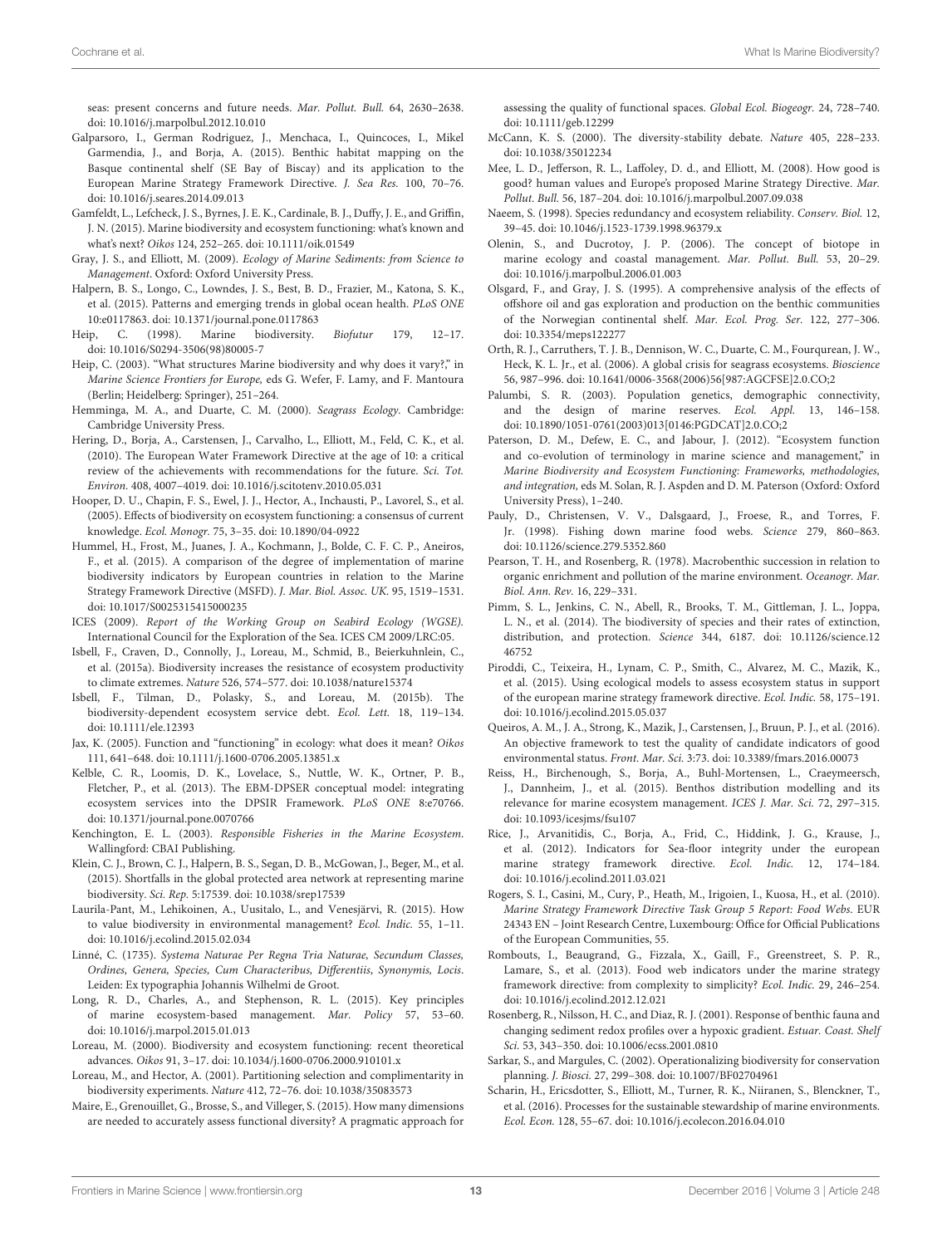seas: present concerns and future needs. *Mar. Pollut. Bull.* 64, 2630–2638. doi: 10.1016/j.marpolbul.2012.10.010

Galparsoro, I., German Rodriguez, J., Menchaca, I., Quincoces, I., Mikel Garmendia, J., and Borja, A. (2015). Benthic habitat mapping on the Basque continental shelf (SE Bay of Biscay) and its application to the European Marine Strategy Framework Directive. *J. Sea Res.* 100, 70–76. doi: 10.1016/j.seares.2014.09.013

Gamfeldt, L., Lefcheck, J. S., Byrnes, J. E. K., Cardinale, B. J., Duffy, J. E., and Griffin, J. N. (2015). Marine biodiversity and ecosystem functioning: what's known and what's next? *Oikos* 124, 252–265. doi: 10.1111/oik.01549

Gray, J. S., and Elliott, M. (2009). *Ecology of Marine Sediments: from Science to Management*. Oxford: Oxford University Press.

Halpern, B. S., Longo, C., Lowndes, J. S., Best, B. D., Frazier, M., Katona, S. K., et al. (2015). Patterns and emerging trends in global ocean health. *PLoS ONE* 10:e0117863. doi: 10.1371/journal.pone.0117863

Heip, C. (1998). Marine biodiversity. *Biofutur* 179, 12–17. doi: 10.1016/S0294-3506(98)80005-7

Heip, C. (2003). "What structures Marine biodiversity and why does it vary?," in *Marine Science Frontiers for Europe*, eds G. Wefer, F. Lamy, and F. Mantoura (Berlin; Heidelberg: Springer), 251–264.

Hemminga, M. A., and Duarte, C. M. (2000). *Seagrass Ecology*. Cambridge: Cambridge University Press.

Hering, D., Borja, A., Carstensen, J., Carvalho, L., Elliott, M., Feld, C. K., et al. (2010). The European Water Framework Directive at the age of 10: a critical review of the achievements with recommendations for the future. *Sci. Tot. Environ.* 408, 4007–4019. doi: 10.1016/j.scitotenv.2010.05.031

Hooper, D. U., Chapin, F. S., Ewel, J. J., Hector, A., Inchausti, P., Lavorel, S., et al. (2005). Effects of biodiversity on ecosystem functioning: a consensus of current knowledge. *Ecol. Monogr.* 75, 3–35. doi: 10.1890/04-0922

Hummel, H., Frost, M., Juanes, J. A., Kochmann, J., Bolde, C. F. C. P., Aneiros, F., et al. (2015). A comparison of the degree of implementation of marine biodiversity indicators by European countries in relation to the Marine Strategy Framework Directive (MSFD). *J. Mar. Biol. Assoc. UK.* 95, 1519–1531. doi: 10.1017/S0025315415000235

ICES (2009). *Report of the Working Group on Seabird Ecology (WGSE).* International Council for the Exploration of the Sea. ICES CM 2009/LRC:05.

Isbell, F., Craven, D., Connolly, J., Loreau, M., Schmid, B., Beierkuhnlein, C., et al. (2015a). Biodiversity increases the resistance of ecosystem productivity to climate extremes. *Nature* 526, 574–577. doi: 10.1038/nature15374

Isbell, F., Tilman, D., Polasky, S., and Loreau, M. (2015b). The biodiversity-dependent ecosystem service debt. *Ecol. Lett.* 18, 119–134. doi: 10.1111/ele.12393

Jax, K. (2005). Function and "functioning" in ecology: what does it mean? *Oikos* 111, 641–648. doi: 10.1111/j.1600-0706.2005.13851.x

Kelble, C. R., Loomis, D. K., Lovelace, S., Nuttle, W. K., Ortner, P. B., Fletcher, P., et al. (2013). The EBM-DPSER conceptual model: integrating ecosystem services into the DPSIR Framework. *PLoS ONE* 8:e70766. doi: 10.1371/journal.pone.0070766

Kenchington, E. L. (2003). *Responsible Fisheries in the Marine Ecosystem*. Wallingford: CBAI Publishing.

Klein, C. J., Brown, C. J., Halpern, B. S., Segan, D. B., McGowan, J., Beger, M., et al. (2015). Shortfalls in the global protected area network at representing marine biodiversity. *Sci. Rep.* 5:17539. doi: 10.1038/srep17539

Laurila-Pant, M., Lehikoinen, A., Uusitalo, L., and Venesjärvi, R. (2015). How to value biodiversity in environmental management? *Ecol. Indic.* 55, 1–11. doi: 10.1016/j.ecolind.2015.02.034

Linné, C. (1735). *Systema Naturae Per Regna Tria Naturae, Secundum Classes, Ordines, Genera, Species, Cum Characteribus, Differentiis, Synonymis, Locis*. Leiden: Ex typographia Johannis Wilhelmi de Groot.

Long, R. D., Charles, A., and Stephenson, R. L. (2015). Key principles of marine ecosystem-based management. *Mar. Policy* 57, 53–60. doi: 10.1016/j.marpol.2015.01.013

Loreau, M. (2000). Biodiversity and ecosystem functioning: recent theoretical advances. *Oikos* 91, 3–17. doi: 10.1034/j.1600-0706.2000.910101.x

Loreau, M., and Hector, A. (2001). Partitioning selection and complimentarity in biodiversity experiments. *Nature* 412, 72–76. doi: 10.1038/35083573

Maire, E., Grenouillet, G., Brosse, S., and Villeger, S. (2015). How many dimensions are needed to accurately assess functional diversity? A pragmatic approach for assessing the quality of functional spaces. *Global Ecol. Biogeogr.* 24, 728–740. doi: 10.1111/geb.12299

McCann, K. S. (2000). The diversity-stability debate. *Nature* 405, 228–233. doi: 10.1038/35012234

Mee, L. D., Jefferson, R. L., Laffoley, D. d., and Elliott, M. (2008). How good is good? human values and Europe's proposed Marine Strategy Directive. *Mar. Pollut. Bull.* 56, 187–204. doi: 10.1016/j.marpolbul.2007.09.038

Naeem, S. (1998). Species redundancy and ecosystem reliability. *Conserv. Biol.* 12, 39–45. doi: 10.1046/j.1523-1739.1998.96379.x

Olenin, S., and Ducrotoy, J. P. (2006). The concept of biotope in marine ecology and coastal management. *Mar. Pollut. Bull.* 53, 20–29. doi: 10.1016/j.marpolbul.2006.01.003

Olsgard, F., and Gray, J. S. (1995). A comprehensive analysis of the effects of offshore oil and gas exploration and production on the benthic communities of the Norwegian continental shelf. *Mar. Ecol. Prog. Ser.* 122, 277–306. doi: 10.3354/meps122277

Orth, R. J., Carruthers, T. J. B., Dennison, W. C., Duarte, C. M., Fourqurean, J. W., Heck, K. L. Jr., et al. (2006). A global crisis for seagrass ecosystems. *Bioscience* 56, 987–996. doi: 10.1641/0006-3568(2006)56[987:AGCFSE]2.0.CO;2

Palumbi, S. R. (2003). Population genetics, demographic connectivity, and the design of marine reserves. *Ecol. Appl.* 13, 146–158. doi: 10.1890/1051-0761(2003)013[0146:PGDCAT]2.0.CO;2

Paterson, D. M., Defew, E. C., and Jabour, J. (2012). "Ecosystem function and co-evolution of terminology in marine science and management," in *Marine Biodiversity and Ecosystem Functioning: Frameworks, methodologies, and integration*, eds M. Solan, R. J. Aspden and D. M. Paterson (Oxford: Oxford University Press), 1–240.

Pauly, D., Christensen, V. V., Dalsgaard, J., Froese, R., and Torres, F. Jr. (1998). Fishing down marine food webs. *Science* 279, 860–863. doi: 10.1126/science.279.5352.860

Pearson, T. H., and Rosenberg, R. (1978). Macrobenthic succession in relation to organic enrichment and pollution of the marine environment. *Oceanogr. Mar. Biol. Ann. Rev.* 16, 229–331.

Pimm, S. L., Jenkins, C. N., Abell, R., Brooks, T. M., Gittleman, J. L., Joppa, L. N., et al. (2014). The biodiversity of species and their rates of extinction, distribution, and protection. *Science* 344, 6187. doi: 10.1126/science.1246752

Piroddi, C., Teixeira, H., Lynam, C. P., Smith, C., Alvarez, M. C., Mazik, K., et al. (2015). Using ecological models to assess ecosystem status in support of the european marine strategy framework directive. *Ecol. Indic.* 58, 175–191. doi: 10.1016/j.ecolind.2015.05.037

Queiros, A. M., J. A., Strong, K., Mazik, J., Carstensen, J., Bruun, P. J., et al. (2016). An objective framework to test the quality of candidate indicators of good environmental status. *Front. Mar. Sci.* 3:73. doi: 10.3389/fmars.2016.00073

Reiss, H., Birchenough, S., Borja, A., Buhl-Mortensen, L., Craeymeersch, J., Dannheim, J., et al. (2015). Benthos distribution modelling and its relevance for marine ecosystem management. *ICES J. Mar. Sci.* 72, 297–315. doi: 10.1093/icesjms/fsu107

Rice, J., Arvanitidis, C., Borja, A., Frid, C., Hiddink, J. G., Krause, J., et al. (2012). Indicators for Sea-floor integrity under the european marine strategy framework directive. *Ecol. Indic.* 12, 174–184. doi: 10.1016/j.ecolind.2011.03.021

Rogers, S. I., Casini, M., Cury, P., Heath, M., Irigoien, I., Kuosa, H., et al. (2010). *Marine Strategy Framework Directive Task Group 5 Report: Food Webs*. EUR 24343 EN – Joint Research Centre, Luxembourg: Office for Official Publications of the European Communities, 55.

Rombouts, I., Beaugrand, G., Fizzala, X., Gaill, F., Greenstreet, S. P. R., Lamare, S., et al. (2013). Food web indicators under the marine strategy framework directive: from complexity to simplicity? *Ecol. Indic.* 29, 246–254. doi: 10.1016/j.ecolind.2012.12.021

Rosenberg, R., Nilsson, H. C., and Diaz, R. J. (2001). Response of benthic fauna and changing sediment redox profiles over a hypoxic gradient. *Estuar. Coast. Shelf Sci.* 53, 343–350. doi: 10.1006/ecss.2001.0810

Sarkar, S., and Margules, C. (2002). Operationalizing biodiversity for conservation planning. *J. Biosci.* 27, 299–308. doi: 10.1007/BF02704961

Scharin, H., Ericsdotter, S., Elliott, M., Turner, R. K., Niiranen, S., Blenckner, T., et al. (2016). Processes for the sustainable stewardship of marine environments. *Ecol. Econ.* 128, 55–67. doi: 10.1016/j.ecolecon.2016.04.010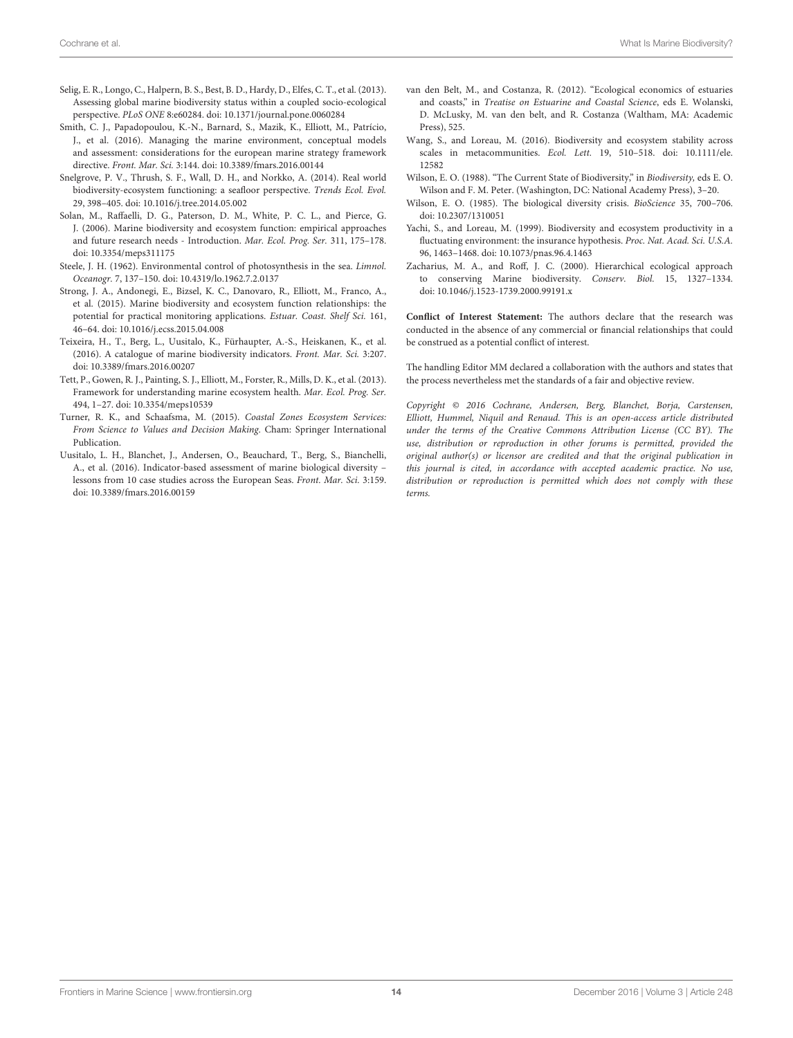Selig, E. R., Longo, C., Halpern, B. S., Best, B. D., Hardy, D., Elfes, C. T., et al. (2013). Assessing global marine biodiversity status within a coupled socio-ecological perspective. *PLoS ONE* 8:e60284. doi: 10.1371/journal.pone.0060284

Smith, C. J., Papadopoulou, K.-N., Barnard, S., Mazik, K., Elliott, M., Patrício, J., et al. (2016). Managing the marine environment, conceptual models and assessment: considerations for the european marine strategy framework directive. *Front. Mar. Sci.* 3:144. doi: 10.3389/fmars.2016.00144

Snelgrove, P. V., Thrush, S. F., Wall, D. H., and Norkko, A. (2014). Real world biodiversity-ecosystem functioning: a seafloor perspective. *Trends Ecol. Evol.* 29, 398–405. doi: 10.1016/j.tree.2014.05.002

Solan, M., Raffaelli, D. G., Paterson, D. M., White, P. C. L., and Pierce, G. J. (2006). Marine biodiversity and ecosystem function: empirical approaches and future research needs - Introduction. *Mar. Ecol. Prog. Ser.* 311, 175–178. doi: 10.3354/meps311175

Steele, J. H. (1962). Environmental control of photosynthesis in the sea. *Limnol. Oceanogr.* 7, 137–150. doi: 10.4319/lo.1962.7.2.0137

Strong, J. A., Andonegi, E., Bizsel, K. C., Danovaro, R., Elliott, M., Franco, A., et al. (2015). Marine biodiversity and ecosystem function relationships: the potential for practical monitoring applications. *Estuar. Coast. Shelf Sci.* 161, 46–64. doi: 10.1016/j.ecss.2015.04.008

Teixeira, H., T., Berg, L., Uusitalo, K., Fürhaupter, A.-S., Heiskanen, K., et al. (2016). A catalogue of marine biodiversity indicators. *Front. Mar. Sci.* 3:207. doi: 10.3389/fmars.2016.00207

Tett, P., Gowen, R. J., Painting, S. J., Elliott, M., Forster, R., Mills, D. K., et al. (2013). Framework for understanding marine ecosystem health. *Mar. Ecol. Prog. Ser.* 494, 1–27. doi: 10.3354/meps10539

Turner, R. K., and Schaafsma, M. (2015). *Coastal Zones Ecosystem Services: From Science to Values and Decision Making*. Cham: Springer International Publication.

Uusitalo, L. H., Blanchet, J., Andersen, O., Beauchard, T., Berg, S., Bianchelli, A., et al. (2016). Indicator-based assessment of marine biological diversity – lessons from 10 case studies across the European Seas. *Front. Mar. Sci.* 3:159. doi: 10.3389/fmars.2016.00159

van den Belt, M., and Costanza, R. (2012). "Ecological economics of estuaries and coasts," in *Treatise on Estuarine and Coastal Science*, eds E. Wolanski, D. McLusky, M. van den belt, and R. Costanza (Waltham, MA: Academic Press), 525.

Wang, S., and Loreau, M. (2016). Biodiversity and ecosystem stability across scales in metacommunities. *Ecol. Lett.* 19, 510–518. doi: 10.1111/ele.12582

Wilson, E. O. (1988). "The Current State of Biodiversity," in *Biodiversity*, eds E. O. Wilson and F. M. Peter. (Washington, DC: National Academy Press), 3–20.

Wilson, E. O. (1985). The biological diversity crisis. *BioScience* 35, 700–706. doi: 10.2307/1310051

Yachi, S., and Loreau, M. (1999). Biodiversity and ecosystem productivity in a fluctuating environment: the insurance hypothesis. *Proc. Nat. Acad. Sci. U.S.A.* 96, 1463–1468. doi: 10.1073/pnas.96.4.1463

Zacharius, M. A., and Roff, J. C. (2000). Hierarchical ecological approach to conserving Marine biodiversity. *Conserv. Biol.* 15, 1327–1334. doi: 10.1046/j.1523-1739.2000.99191.x

**Conflict of Interest Statement:** The authors declare that the research was conducted in the absence of any commercial or financial relationships that could be construed as a potential conflict of interest.

The handling Editor MM declared a collaboration with the authors and states that the process nevertheless met the standards of a fair and objective review.

*Copyright © 2016 Cochrane, Andersen, Berg, Blanchet, Borja, Carstensen, Elliott, Hummel, Niquil and Renaud. This is an open-access article distributed under the terms of the Creative Commons Attribution License (CC BY). The use, distribution or reproduction in other forums is permitted, provided the original author(s) or licensor are credited and that the original publication in this journal is cited, in accordance with accepted academic practice. No use, distribution or reproduction is permitted which does not comply with these terms.*